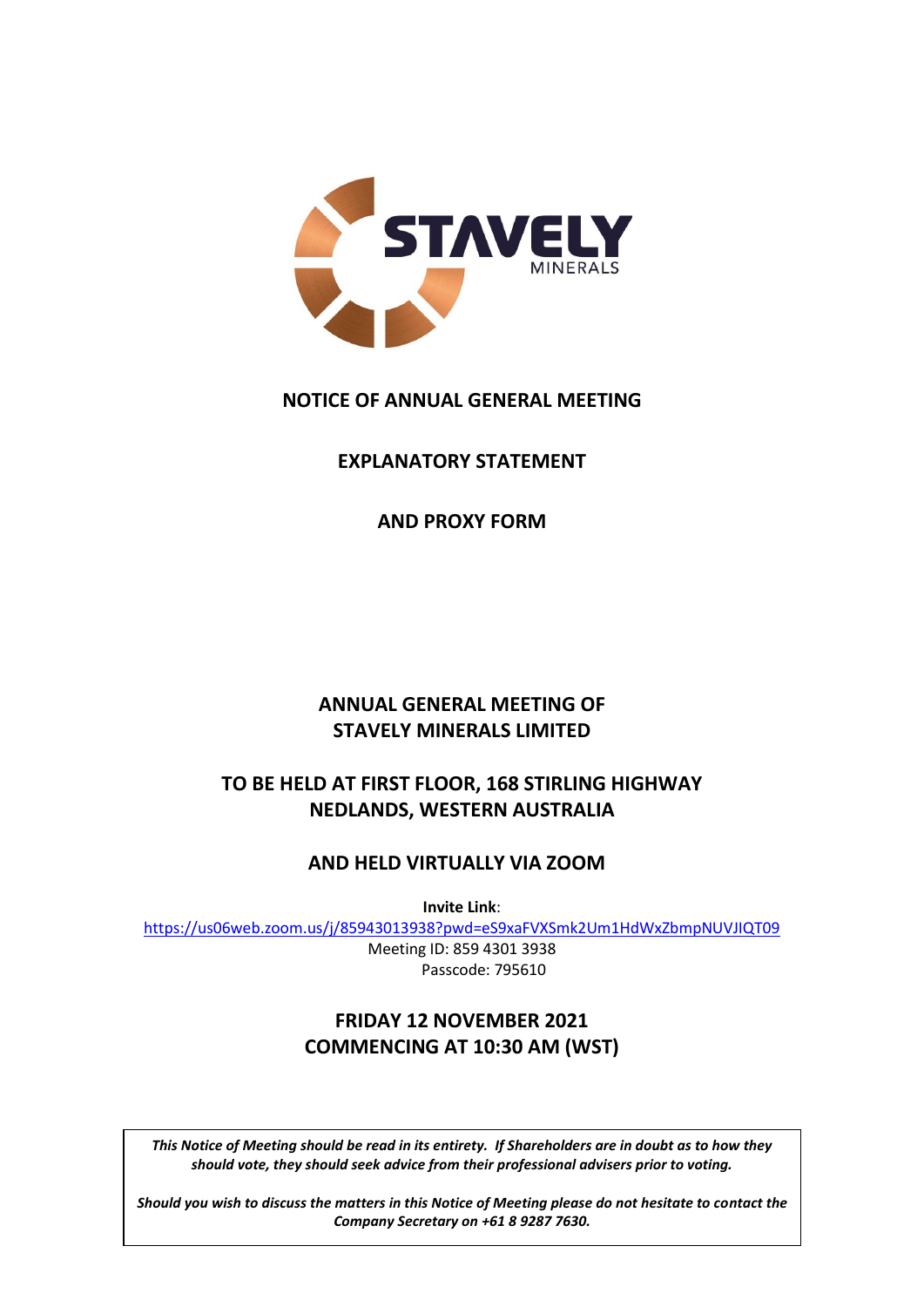STAVELY MINERALS

# NOTICE OF ANNUAL GENERAL MEETING

# EXPLANATORY STATEMENT

# AND PROXY FORM

## ANNUAL GENERAL MEETING OF STAVELY MINERALS LIMITED

## TO BE HELD AT FIRST FLOOR, 168 STIRLING HIGHWAY NEDLANDS, WESTERN AUSTRALIA

## AND HELD VIRTUALLY VIA ZOOM

**Invite Link**:
https://us06web.zoom.us/j/85943013938?pwd=eS9xaFVXSmk2Um1HdWxZbmpNUVJIQT09
Meeting ID: 859 4301 3938
Passcode: 795610

## FRIDAY 12 NOVEMBER 2021 COMMENCING AT 10:30 AM (WST)

***This Notice of Meeting should be read in its entirety. If Shareholders are in doubt as to how they should vote, they should seek advice from their professional advisers prior to voting.***

***Should you wish to discuss the matters in this Notice of Meeting please do not hesitate to contact the Company Secretary on +61 8 9287 7630.***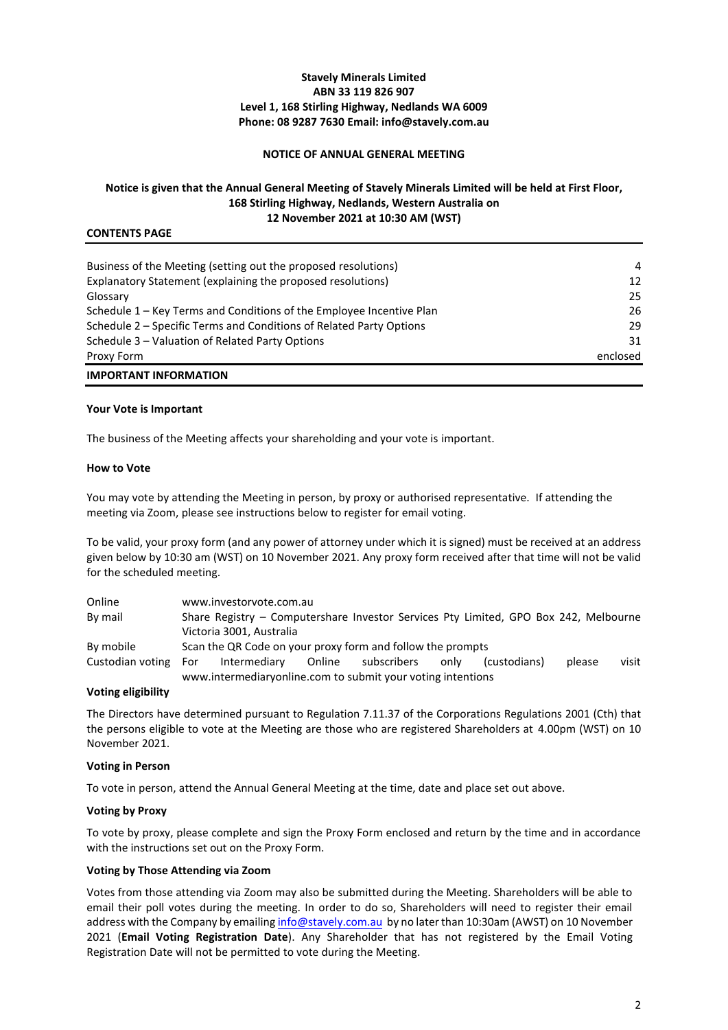**Stavely Minerals Limited**
**ABN 33 119 826 907**
**Level 1, 168 Stirling Highway, Nedlands WA 6009**
**Phone: 08 9287 7630 Email: info@stavely.com.au**

**NOTICE OF ANNUAL GENERAL MEETING**

**Notice is given that the Annual General Meeting of Stavely Minerals Limited will be held at First Floor, 168 Stirling Highway, Nedlands, Western Australia on 12 November 2021 at 10:30 AM (WST)**

**CONTENTS PAGE**

| | |
|---|---|
| Business of the Meeting (setting out the proposed resolutions) | 4 |
| Explanatory Statement (explaining the proposed resolutions) | 12 |
| Glossary | 25 |
| Schedule 1 – Key Terms and Conditions of the Employee Incentive Plan | 26 |
| Schedule 2 – Specific Terms and Conditions of Related Party Options | 29 |
| Schedule 3 – Valuation of Related Party Options | 31 |
| Proxy Form | enclosed |

**IMPORTANT INFORMATION**

**Your Vote is Important**

The business of the Meeting affects your shareholding and your vote is important.

**How to Vote**

You may vote by attending the Meeting in person, by proxy or authorised representative. If attending the meeting via Zoom, please see instructions below to register for email voting.

To be valid, your proxy form (and any power of attorney under which it is signed) must be received at an address given below by 10:30 am (WST) on 10 November 2021. Any proxy form received after that time will not be valid for the scheduled meeting.

| | |
|---|---|
| Online | www.investorvote.com.au |
| By mail | Share Registry – Computershare Investor Services Pty Limited, GPO Box 242, Melbourne Victoria 3001, Australia |
| By mobile | Scan the QR Code on your proxy form and follow the prompts |
| Custodian voting | For Intermediary Online subscribers only (custodians) please visit www.intermediaryonline.com to submit your voting intentions |

**Voting eligibility**

The Directors have determined pursuant to Regulation 7.11.37 of the Corporations Regulations 2001 (Cth) that the persons eligible to vote at the Meeting are those who are registered Shareholders at 4.00pm (WST) on 10 November 2021.

**Voting in Person**

To vote in person, attend the Annual General Meeting at the time, date and place set out above.

**Voting by Proxy**

To vote by proxy, please complete and sign the Proxy Form enclosed and return by the time and in accordance with the instructions set out on the Proxy Form.

**Voting by Those Attending via Zoom**

Votes from those attending via Zoom may also be submitted during the Meeting. Shareholders will be able to email their poll votes during the meeting. In order to do so, Shareholders will need to register their email address with the Company by emailing info@stavely.com.au by no later than 10:30am (AWST) on 10 November 2021 (**Email Voting Registration Date**). Any Shareholder that has not registered by the Email Voting Registration Date will not be permitted to vote during the Meeting.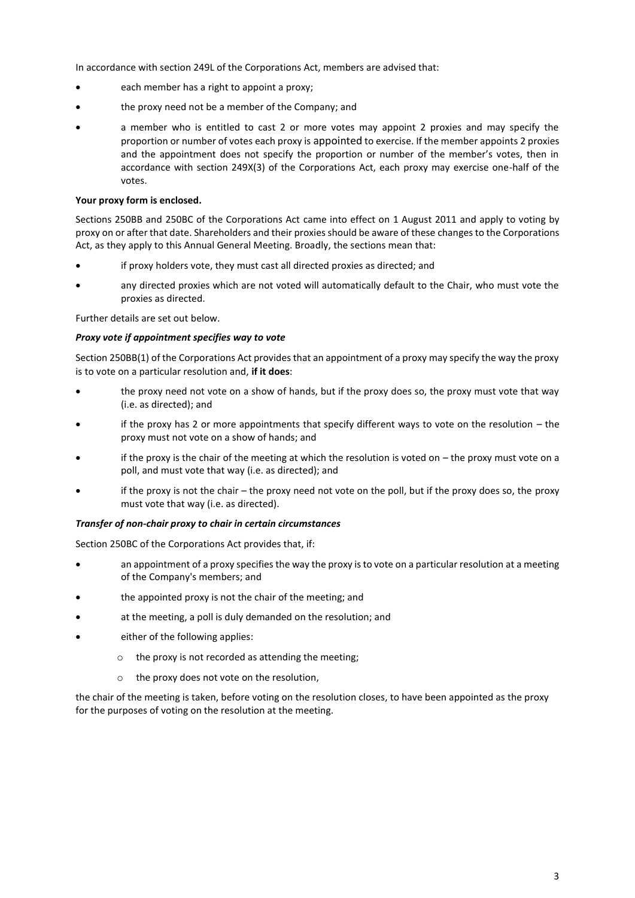In accordance with section 249L of the Corporations Act, members are advised that:

- each member has a right to appoint a proxy;
- the proxy need not be a member of the Company; and
- a member who is entitled to cast 2 or more votes may appoint 2 proxies and may specify the proportion or number of votes each proxy is appointed to exercise. If the member appoints 2 proxies and the appointment does not specify the proportion or number of the member's votes, then in accordance with section 249X(3) of the Corporations Act, each proxy may exercise one-half of the votes.

**Your proxy form is enclosed.**

Sections 250BB and 250BC of the Corporations Act came into effect on 1 August 2011 and apply to voting by proxy on or after that date. Shareholders and their proxies should be aware of these changes to the Corporations Act, as they apply to this Annual General Meeting. Broadly, the sections mean that:

- if proxy holders vote, they must cast all directed proxies as directed; and
- any directed proxies which are not voted will automatically default to the Chair, who must vote the proxies as directed.

Further details are set out below.

***Proxy vote if appointment specifies way to vote***

Section 250BB(1) of the Corporations Act provides that an appointment of a proxy may specify the way the proxy is to vote on a particular resolution and, **if it does**:

- the proxy need not vote on a show of hands, but if the proxy does so, the proxy must vote that way (i.e. as directed); and
- if the proxy has 2 or more appointments that specify different ways to vote on the resolution – the proxy must not vote on a show of hands; and
- if the proxy is the chair of the meeting at which the resolution is voted on – the proxy must vote on a poll, and must vote that way (i.e. as directed); and
- if the proxy is not the chair – the proxy need not vote on the poll, but if the proxy does so, the proxy must vote that way (i.e. as directed).

***Transfer of non-chair proxy to chair in certain circumstances***

Section 250BC of the Corporations Act provides that, if:

- an appointment of a proxy specifies the way the proxy is to vote on a particular resolution at a meeting of the Company's members; and
- the appointed proxy is not the chair of the meeting; and
- at the meeting, a poll is duly demanded on the resolution; and
- either of the following applies:
  - the proxy is not recorded as attending the meeting;
  - the proxy does not vote on the resolution,

the chair of the meeting is taken, before voting on the resolution closes, to have been appointed as the proxy for the purposes of voting on the resolution at the meeting.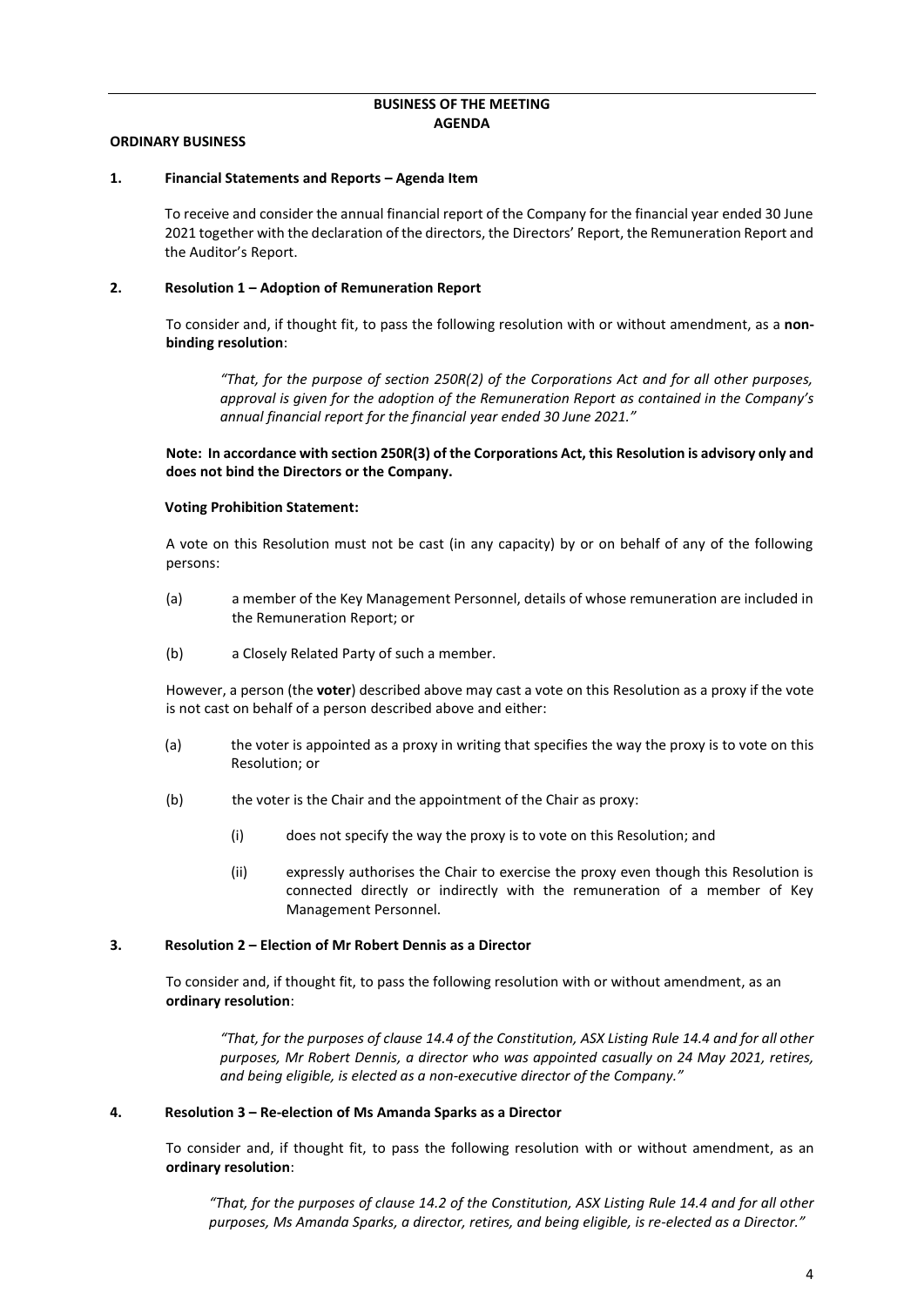## BUSINESS OF THE MEETING
## AGENDA

**ORDINARY BUSINESS**

**1. Financial Statements and Reports – Agenda Item**

To receive and consider the annual financial report of the Company for the financial year ended 30 June 2021 together with the declaration of the directors, the Directors' Report, the Remuneration Report and the Auditor's Report.

**2. Resolution 1 – Adoption of Remuneration Report**

To consider and, if thought fit, to pass the following resolution with or without amendment, as a **non-binding resolution**:

> *"That, for the purpose of section 250R(2) of the Corporations Act and for all other purposes, approval is given for the adoption of the Remuneration Report as contained in the Company's annual financial report for the financial year ended 30 June 2021."*

**Note: In accordance with section 250R(3) of the Corporations Act, this Resolution is advisory only and does not bind the Directors or the Company.**

**Voting Prohibition Statement:**

A vote on this Resolution must not be cast (in any capacity) by or on behalf of any of the following persons:

(a) a member of the Key Management Personnel, details of whose remuneration are included in the Remuneration Report; or

(b) a Closely Related Party of such a member.

However, a person (the **voter**) described above may cast a vote on this Resolution as a proxy if the vote is not cast on behalf of a person described above and either:

(a) the voter is appointed as a proxy in writing that specifies the way the proxy is to vote on this Resolution; or

(b) the voter is the Chair and the appointment of the Chair as proxy:

   (i) does not specify the way the proxy is to vote on this Resolution; and

   (ii) expressly authorises the Chair to exercise the proxy even though this Resolution is connected directly or indirectly with the remuneration of a member of Key Management Personnel.

**3. Resolution 2 – Election of Mr Robert Dennis as a Director**

To consider and, if thought fit, to pass the following resolution with or without amendment, as an **ordinary resolution**:

> *"That, for the purposes of clause 14.4 of the Constitution, ASX Listing Rule 14.4 and for all other purposes, Mr Robert Dennis, a director who was appointed casually on 24 May 2021, retires, and being eligible, is elected as a non-executive director of the Company."*

**4. Resolution 3 – Re-election of Ms Amanda Sparks as a Director**

To consider and, if thought fit, to pass the following resolution with or without amendment, as an **ordinary resolution**:

> *"That, for the purposes of clause 14.2 of the Constitution, ASX Listing Rule 14.4 and for all other purposes, Ms Amanda Sparks, a director, retires, and being eligible, is re-elected as a Director."*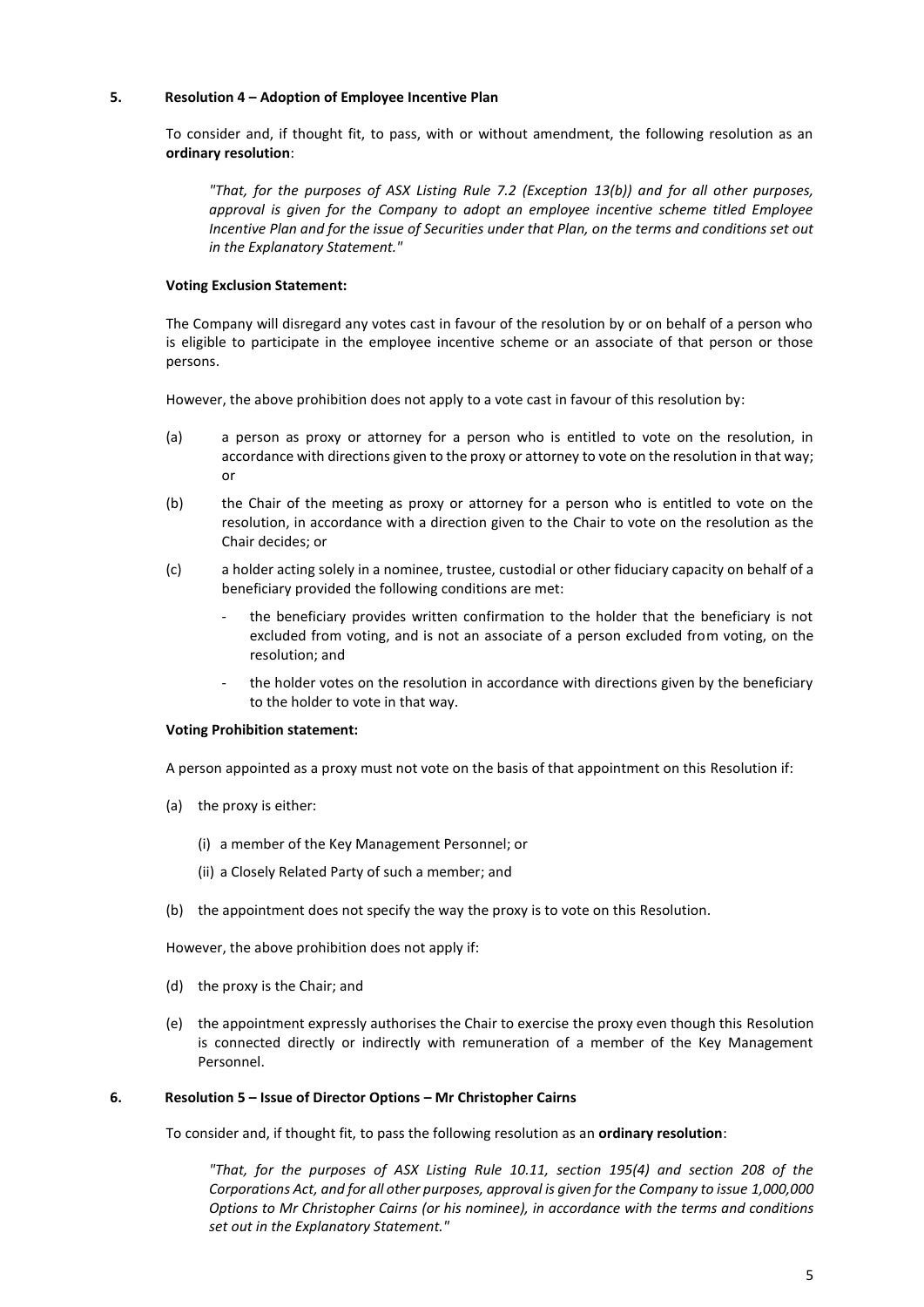## 5. Resolution 4 – Adoption of Employee Incentive Plan

To consider and, if thought fit, to pass, with or without amendment, the following resolution as an **ordinary resolution**:

*"That, for the purposes of ASX Listing Rule 7.2 (Exception 13(b)) and for all other purposes, approval is given for the Company to adopt an employee incentive scheme titled Employee Incentive Plan and for the issue of Securities under that Plan, on the terms and conditions set out in the Explanatory Statement."*

**Voting Exclusion Statement:**

The Company will disregard any votes cast in favour of the resolution by or on behalf of a person who is eligible to participate in the employee incentive scheme or an associate of that person or those persons.

However, the above prohibition does not apply to a vote cast in favour of this resolution by:

(a) a person as proxy or attorney for a person who is entitled to vote on the resolution, in accordance with directions given to the proxy or attorney to vote on the resolution in that way; or

(b) the Chair of the meeting as proxy or attorney for a person who is entitled to vote on the resolution, in accordance with a direction given to the Chair to vote on the resolution as the Chair decides; or

(c) a holder acting solely in a nominee, trustee, custodial or other fiduciary capacity on behalf of a beneficiary provided the following conditions are met:

- the beneficiary provides written confirmation to the holder that the beneficiary is not excluded from voting, and is not an associate of a person excluded from voting, on the resolution; and
- the holder votes on the resolution in accordance with directions given by the beneficiary to the holder to vote in that way.

**Voting Prohibition statement:**

A person appointed as a proxy must not vote on the basis of that appointment on this Resolution if:

(a) the proxy is either:

(i) a member of the Key Management Personnel; or

(ii) a Closely Related Party of such a member; and

(b) the appointment does not specify the way the proxy is to vote on this Resolution.

However, the above prohibition does not apply if:

(d) the proxy is the Chair; and

(e) the appointment expressly authorises the Chair to exercise the proxy even though this Resolution is connected directly or indirectly with remuneration of a member of the Key Management Personnel.

## 6. Resolution 5 – Issue of Director Options – Mr Christopher Cairns

To consider and, if thought fit, to pass the following resolution as an **ordinary resolution**:

*"That, for the purposes of ASX Listing Rule 10.11, section 195(4) and section 208 of the Corporations Act, and for all other purposes, approval is given for the Company to issue 1,000,000 Options to Mr Christopher Cairns (or his nominee), in accordance with the terms and conditions set out in the Explanatory Statement."*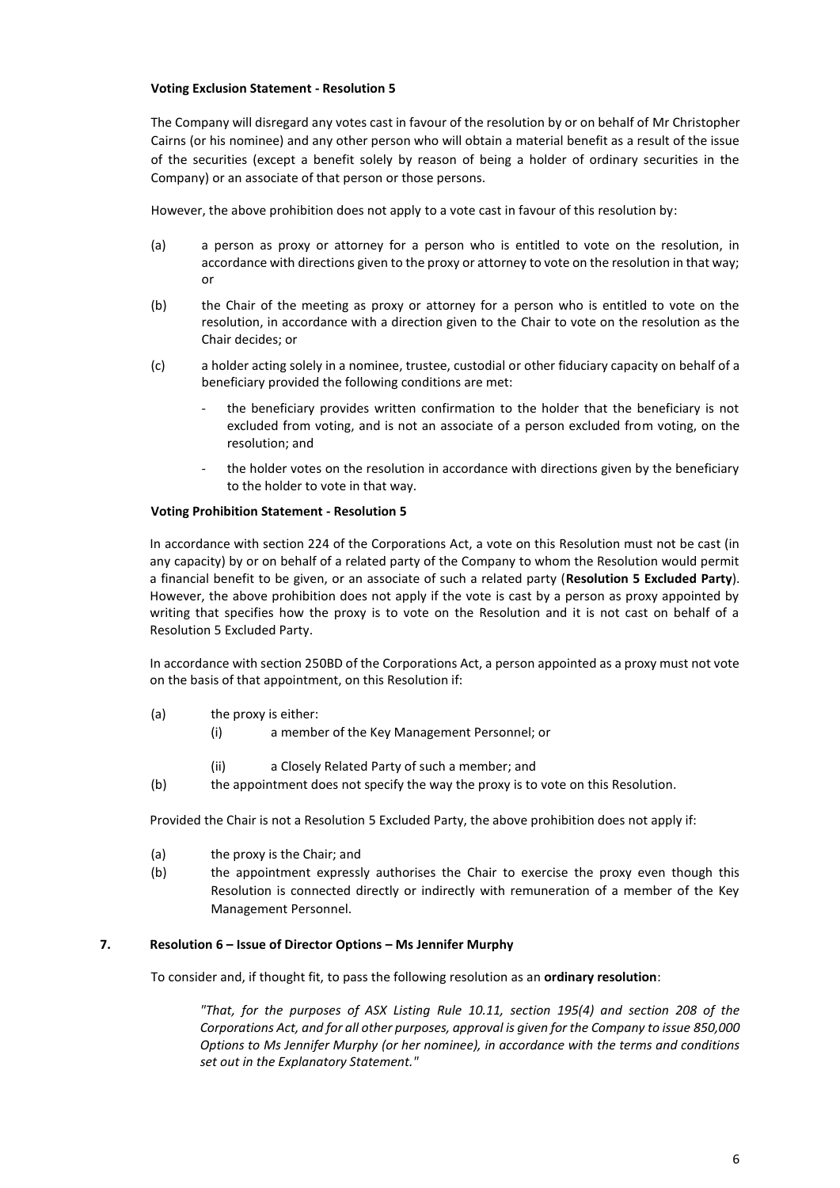**Voting Exclusion Statement - Resolution 5**

The Company will disregard any votes cast in favour of the resolution by or on behalf of Mr Christopher Cairns (or his nominee) and any other person who will obtain a material benefit as a result of the issue of the securities (except a benefit solely by reason of being a holder of ordinary securities in the Company) or an associate of that person or those persons.

However, the above prohibition does not apply to a vote cast in favour of this resolution by:

(a) a person as proxy or attorney for a person who is entitled to vote on the resolution, in accordance with directions given to the proxy or attorney to vote on the resolution in that way; or

(b) the Chair of the meeting as proxy or attorney for a person who is entitled to vote on the resolution, in accordance with a direction given to the Chair to vote on the resolution as the Chair decides; or

(c) a holder acting solely in a nominee, trustee, custodial or other fiduciary capacity on behalf of a beneficiary provided the following conditions are met:

- the beneficiary provides written confirmation to the holder that the beneficiary is not excluded from voting, and is not an associate of a person excluded from voting, on the resolution; and
- the holder votes on the resolution in accordance with directions given by the beneficiary to the holder to vote in that way.

**Voting Prohibition Statement - Resolution 5**

In accordance with section 224 of the Corporations Act, a vote on this Resolution must not be cast (in any capacity) by or on behalf of a related party of the Company to whom the Resolution would permit a financial benefit to be given, or an associate of such a related party (**Resolution 5 Excluded Party**). However, the above prohibition does not apply if the vote is cast by a person as proxy appointed by writing that specifies how the proxy is to vote on the Resolution and it is not cast on behalf of a Resolution 5 Excluded Party.

In accordance with section 250BD of the Corporations Act, a person appointed as a proxy must not vote on the basis of that appointment, on this Resolution if:

(a) the proxy is either:
  (i) a member of the Key Management Personnel; or
  (ii) a Closely Related Party of such a member; and

(b) the appointment does not specify the way the proxy is to vote on this Resolution.

Provided the Chair is not a Resolution 5 Excluded Party, the above prohibition does not apply if:

(a) the proxy is the Chair; and

(b) the appointment expressly authorises the Chair to exercise the proxy even though this Resolution is connected directly or indirectly with remuneration of a member of the Key Management Personnel.

## 7. Resolution 6 – Issue of Director Options – Ms Jennifer Murphy

To consider and, if thought fit, to pass the following resolution as an **ordinary resolution**:

*"That, for the purposes of ASX Listing Rule 10.11, section 195(4) and section 208 of the Corporations Act, and for all other purposes, approval is given for the Company to issue 850,000 Options to Ms Jennifer Murphy (or her nominee), in accordance with the terms and conditions set out in the Explanatory Statement."*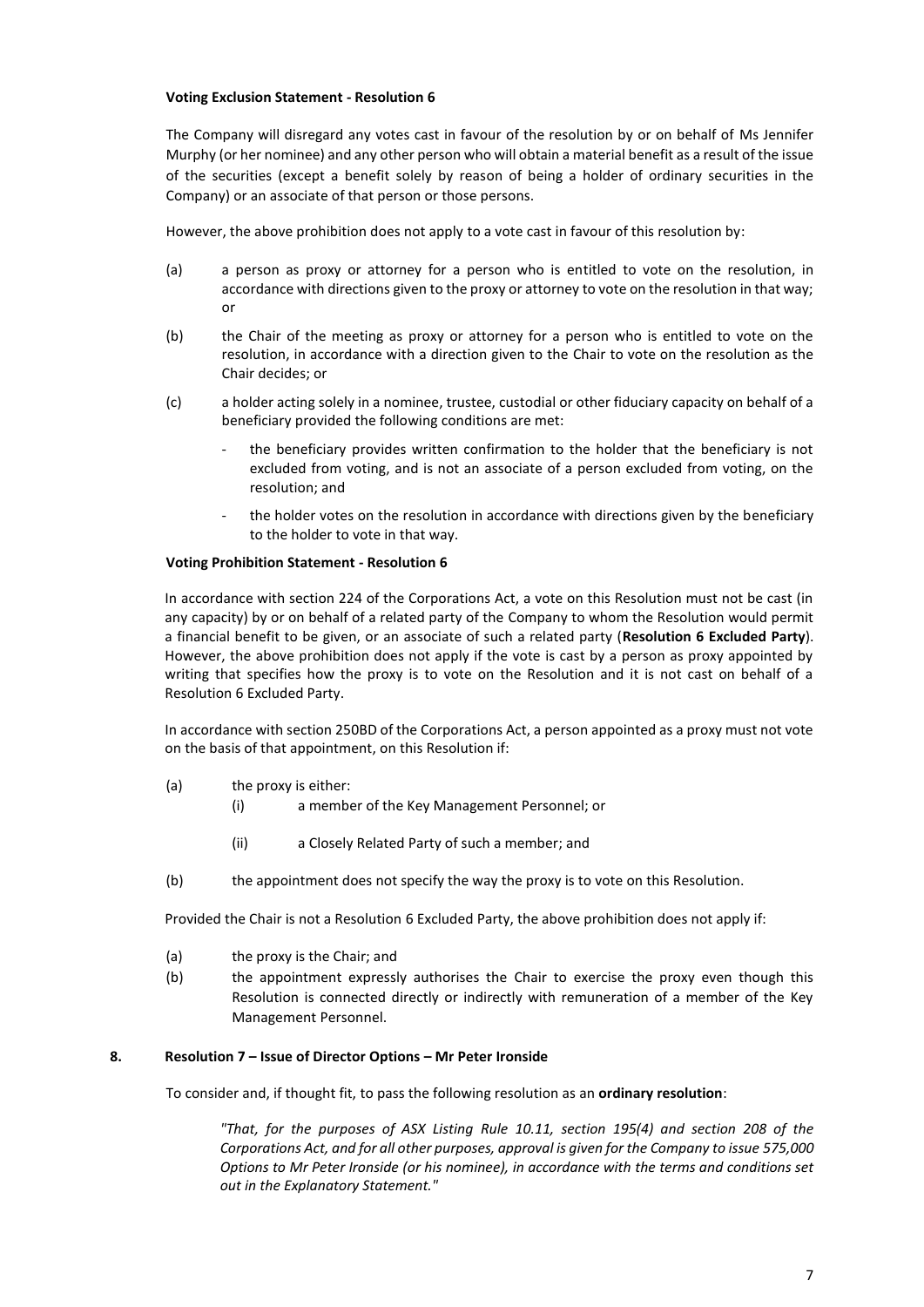**Voting Exclusion Statement - Resolution 6**

The Company will disregard any votes cast in favour of the resolution by or on behalf of Ms Jennifer Murphy (or her nominee) and any other person who will obtain a material benefit as a result of the issue of the securities (except a benefit solely by reason of being a holder of ordinary securities in the Company) or an associate of that person or those persons.

However, the above prohibition does not apply to a vote cast in favour of this resolution by:

(a) a person as proxy or attorney for a person who is entitled to vote on the resolution, in accordance with directions given to the proxy or attorney to vote on the resolution in that way; or

(b) the Chair of the meeting as proxy or attorney for a person who is entitled to vote on the resolution, in accordance with a direction given to the Chair to vote on the resolution as the Chair decides; or

(c) a holder acting solely in a nominee, trustee, custodial or other fiduciary capacity on behalf of a beneficiary provided the following conditions are met:

- the beneficiary provides written confirmation to the holder that the beneficiary is not excluded from voting, and is not an associate of a person excluded from voting, on the resolution; and
- the holder votes on the resolution in accordance with directions given by the beneficiary to the holder to vote in that way.

**Voting Prohibition Statement - Resolution 6**

In accordance with section 224 of the Corporations Act, a vote on this Resolution must not be cast (in any capacity) by or on behalf of a related party of the Company to whom the Resolution would permit a financial benefit to be given, or an associate of such a related party (**Resolution 6 Excluded Party**). However, the above prohibition does not apply if the vote is cast by a person as proxy appointed by writing that specifies how the proxy is to vote on the Resolution and it is not cast on behalf of a Resolution 6 Excluded Party.

In accordance with section 250BD of the Corporations Act, a person appointed as a proxy must not vote on the basis of that appointment, on this Resolution if:

(a) the proxy is either:
  (i) a member of the Key Management Personnel; or
  (ii) a Closely Related Party of such a member; and

(b) the appointment does not specify the way the proxy is to vote on this Resolution.

Provided the Chair is not a Resolution 6 Excluded Party, the above prohibition does not apply if:

(a) the proxy is the Chair; and

(b) the appointment expressly authorises the Chair to exercise the proxy even though this Resolution is connected directly or indirectly with remuneration of a member of the Key Management Personnel.

## 8. Resolution 7 – Issue of Director Options – Mr Peter Ironside

To consider and, if thought fit, to pass the following resolution as an **ordinary resolution**:

*"That, for the purposes of ASX Listing Rule 10.11, section 195(4) and section 208 of the Corporations Act, and for all other purposes, approval is given for the Company to issue 575,000 Options to Mr Peter Ironside (or his nominee), in accordance with the terms and conditions set out in the Explanatory Statement."*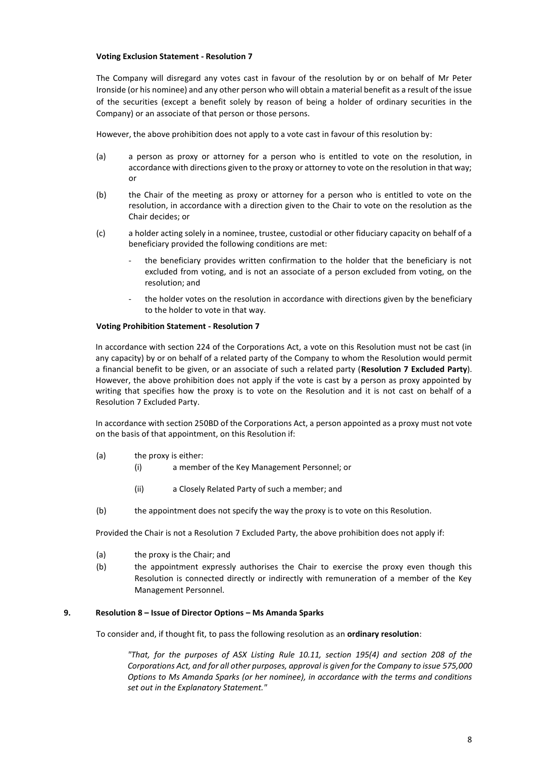**Voting Exclusion Statement - Resolution 7**

The Company will disregard any votes cast in favour of the resolution by or on behalf of Mr Peter Ironside (or his nominee) and any other person who will obtain a material benefit as a result of the issue of the securities (except a benefit solely by reason of being a holder of ordinary securities in the Company) or an associate of that person or those persons.

However, the above prohibition does not apply to a vote cast in favour of this resolution by:

(a) a person as proxy or attorney for a person who is entitled to vote on the resolution, in accordance with directions given to the proxy or attorney to vote on the resolution in that way; or

(b) the Chair of the meeting as proxy or attorney for a person who is entitled to vote on the resolution, in accordance with a direction given to the Chair to vote on the resolution as the Chair decides; or

(c) a holder acting solely in a nominee, trustee, custodial or other fiduciary capacity on behalf of a beneficiary provided the following conditions are met:

- the beneficiary provides written confirmation to the holder that the beneficiary is not excluded from voting, and is not an associate of a person excluded from voting, on the resolution; and
- the holder votes on the resolution in accordance with directions given by the beneficiary to the holder to vote in that way.

**Voting Prohibition Statement - Resolution 7**

In accordance with section 224 of the Corporations Act, a vote on this Resolution must not be cast (in any capacity) by or on behalf of a related party of the Company to whom the Resolution would permit a financial benefit to be given, or an associate of such a related party (**Resolution 7 Excluded Party**). However, the above prohibition does not apply if the vote is cast by a person as proxy appointed by writing that specifies how the proxy is to vote on the Resolution and it is not cast on behalf of a Resolution 7 Excluded Party.

In accordance with section 250BD of the Corporations Act, a person appointed as a proxy must not vote on the basis of that appointment, on this Resolution if:

(a) the proxy is either:

 (i) a member of the Key Management Personnel; or

 (ii) a Closely Related Party of such a member; and

(b) the appointment does not specify the way the proxy is to vote on this Resolution.

Provided the Chair is not a Resolution 7 Excluded Party, the above prohibition does not apply if:

(a) the proxy is the Chair; and

(b) the appointment expressly authorises the Chair to exercise the proxy even though this Resolution is connected directly or indirectly with remuneration of a member of the Key Management Personnel.

## 9. Resolution 8 – Issue of Director Options – Ms Amanda Sparks

To consider and, if thought fit, to pass the following resolution as an **ordinary resolution**:

*"That, for the purposes of ASX Listing Rule 10.11, section 195(4) and section 208 of the Corporations Act, and for all other purposes, approval is given for the Company to issue 575,000 Options to Ms Amanda Sparks (or her nominee), in accordance with the terms and conditions set out in the Explanatory Statement."*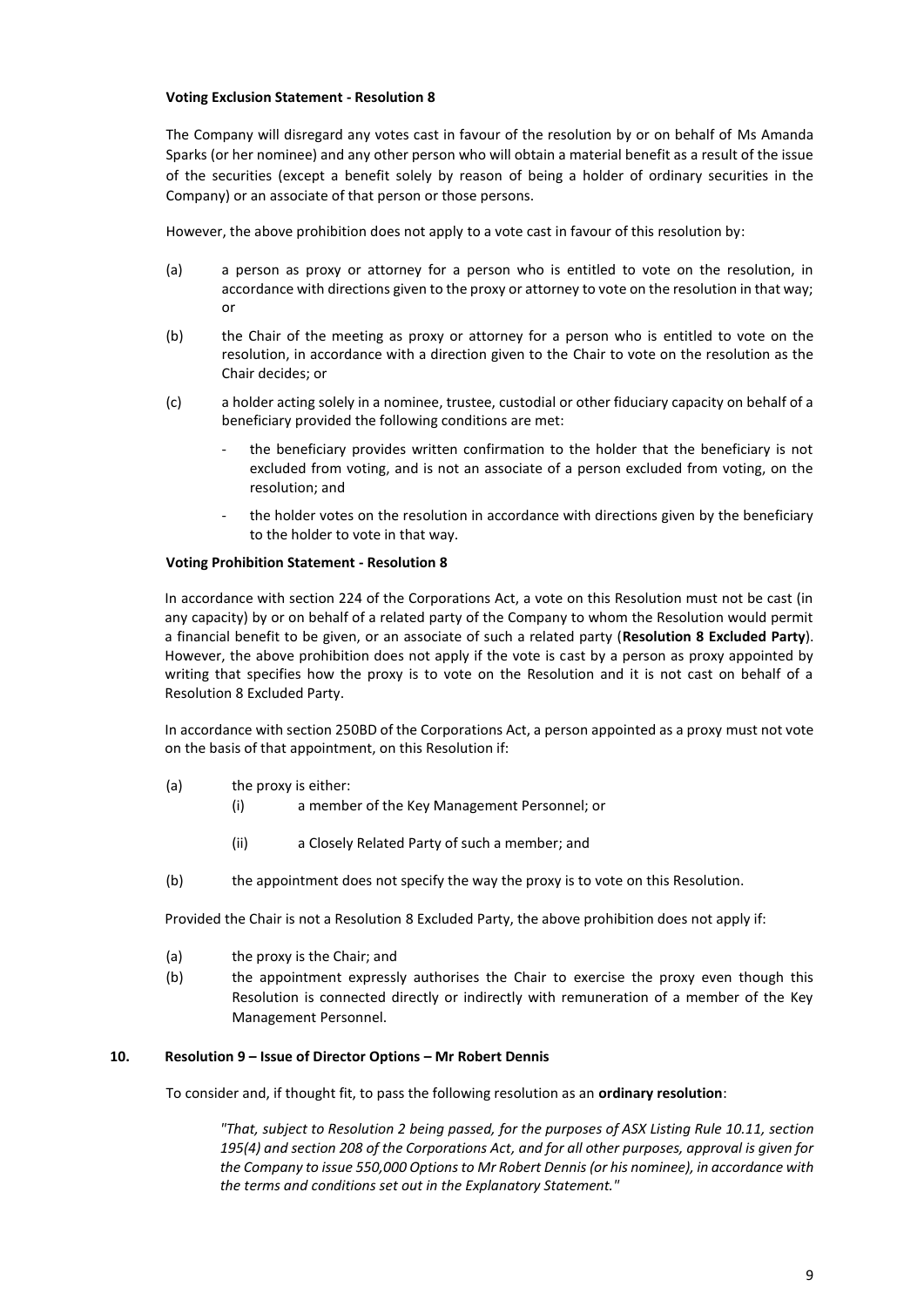**Voting Exclusion Statement - Resolution 8**

The Company will disregard any votes cast in favour of the resolution by or on behalf of Ms Amanda Sparks (or her nominee) and any other person who will obtain a material benefit as a result of the issue of the securities (except a benefit solely by reason of being a holder of ordinary securities in the Company) or an associate of that person or those persons.

However, the above prohibition does not apply to a vote cast in favour of this resolution by:

(a) a person as proxy or attorney for a person who is entitled to vote on the resolution, in accordance with directions given to the proxy or attorney to vote on the resolution in that way; or

(b) the Chair of the meeting as proxy or attorney for a person who is entitled to vote on the resolution, in accordance with a direction given to the Chair to vote on the resolution as the Chair decides; or

(c) a holder acting solely in a nominee, trustee, custodial or other fiduciary capacity on behalf of a beneficiary provided the following conditions are met:

- the beneficiary provides written confirmation to the holder that the beneficiary is not excluded from voting, and is not an associate of a person excluded from voting, on the resolution; and
- the holder votes on the resolution in accordance with directions given by the beneficiary to the holder to vote in that way.

**Voting Prohibition Statement - Resolution 8**

In accordance with section 224 of the Corporations Act, a vote on this Resolution must not be cast (in any capacity) by or on behalf of a related party of the Company to whom the Resolution would permit a financial benefit to be given, or an associate of such a related party (**Resolution 8 Excluded Party**). However, the above prohibition does not apply if the vote is cast by a person as proxy appointed by writing that specifies how the proxy is to vote on the Resolution and it is not cast on behalf of a Resolution 8 Excluded Party.

In accordance with section 250BD of the Corporations Act, a person appointed as a proxy must not vote on the basis of that appointment, on this Resolution if:

(a) the proxy is either:

  (i) a member of the Key Management Personnel; or

  (ii) a Closely Related Party of such a member; and

(b) the appointment does not specify the way the proxy is to vote on this Resolution.

Provided the Chair is not a Resolution 8 Excluded Party, the above prohibition does not apply if:

(a) the proxy is the Chair; and

(b) the appointment expressly authorises the Chair to exercise the proxy even though this Resolution is connected directly or indirectly with remuneration of a member of the Key Management Personnel.

## 10. Resolution 9 – Issue of Director Options – Mr Robert Dennis

To consider and, if thought fit, to pass the following resolution as an **ordinary resolution**:

> *"That, subject to Resolution 2 being passed, for the purposes of ASX Listing Rule 10.11, section 195(4) and section 208 of the Corporations Act, and for all other purposes, approval is given for the Company to issue 550,000 Options to Mr Robert Dennis (or his nominee), in accordance with the terms and conditions set out in the Explanatory Statement."*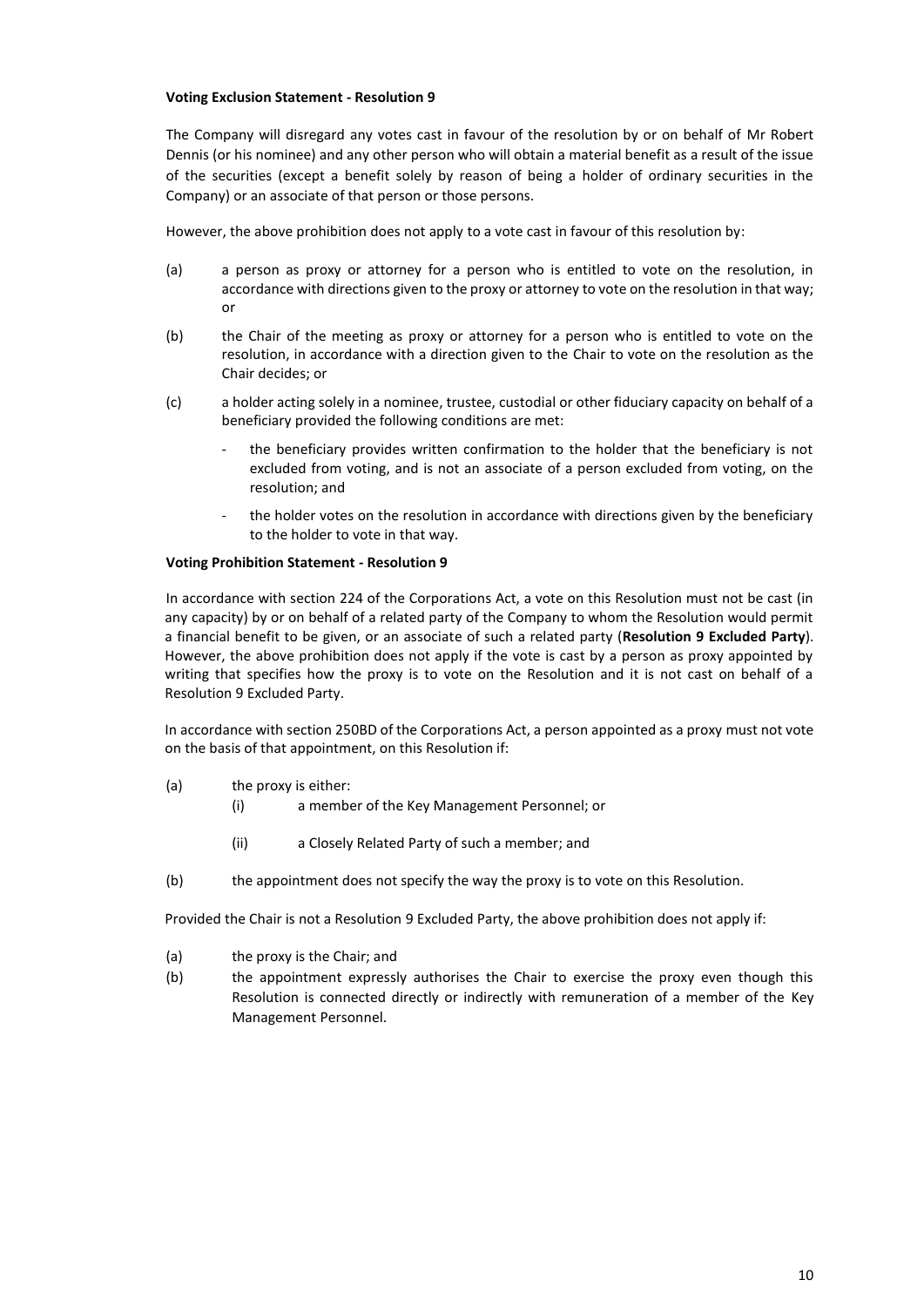**Voting Exclusion Statement - Resolution 9**

The Company will disregard any votes cast in favour of the resolution by or on behalf of Mr Robert Dennis (or his nominee) and any other person who will obtain a material benefit as a result of the issue of the securities (except a benefit solely by reason of being a holder of ordinary securities in the Company) or an associate of that person or those persons.

However, the above prohibition does not apply to a vote cast in favour of this resolution by:

(a) a person as proxy or attorney for a person who is entitled to vote on the resolution, in accordance with directions given to the proxy or attorney to vote on the resolution in that way; or

(b) the Chair of the meeting as proxy or attorney for a person who is entitled to vote on the resolution, in accordance with a direction given to the Chair to vote on the resolution as the Chair decides; or

(c) a holder acting solely in a nominee, trustee, custodial or other fiduciary capacity on behalf of a beneficiary provided the following conditions are met:

- the beneficiary provides written confirmation to the holder that the beneficiary is not excluded from voting, and is not an associate of a person excluded from voting, on the resolution; and
- the holder votes on the resolution in accordance with directions given by the beneficiary to the holder to vote in that way.

**Voting Prohibition Statement - Resolution 9**

In accordance with section 224 of the Corporations Act, a vote on this Resolution must not be cast (in any capacity) by or on behalf of a related party of the Company to whom the Resolution would permit a financial benefit to be given, or an associate of such a related party (**Resolution 9 Excluded Party**). However, the above prohibition does not apply if the vote is cast by a person as proxy appointed by writing that specifies how the proxy is to vote on the Resolution and it is not cast on behalf of a Resolution 9 Excluded Party.

In accordance with section 250BD of the Corporations Act, a person appointed as a proxy must not vote on the basis of that appointment, on this Resolution if:

(a) the proxy is either:
   (i) a member of the Key Management Personnel; or
   (ii) a Closely Related Party of such a member; and

(b) the appointment does not specify the way the proxy is to vote on this Resolution.

Provided the Chair is not a Resolution 9 Excluded Party, the above prohibition does not apply if:

(a) the proxy is the Chair; and

(b) the appointment expressly authorises the Chair to exercise the proxy even though this Resolution is connected directly or indirectly with remuneration of a member of the Key Management Personnel.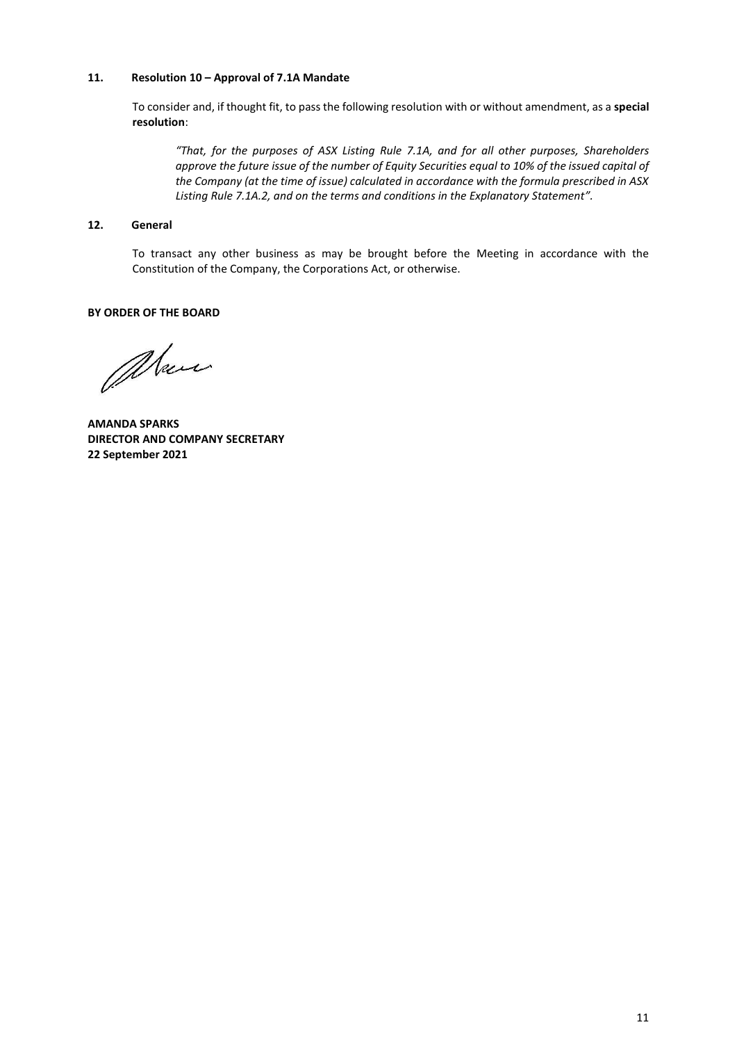### 11. Resolution 10 – Approval of 7.1A Mandate

To consider and, if thought fit, to pass the following resolution with or without amendment, as a **special resolution**:

> *"That, for the purposes of ASX Listing Rule 7.1A, and for all other purposes, Shareholders approve the future issue of the number of Equity Securities equal to 10% of the issued capital of the Company (at the time of issue) calculated in accordance with the formula prescribed in ASX Listing Rule 7.1A.2, and on the terms and conditions in the Explanatory Statement".*

### 12. General

To transact any other business as may be brought before the Meeting in accordance with the Constitution of the Company, the Corporations Act, or otherwise.

**BY ORDER OF THE BOARD**

**AMANDA SPARKS**
**DIRECTOR AND COMPANY SECRETARY**
**22 September 2021**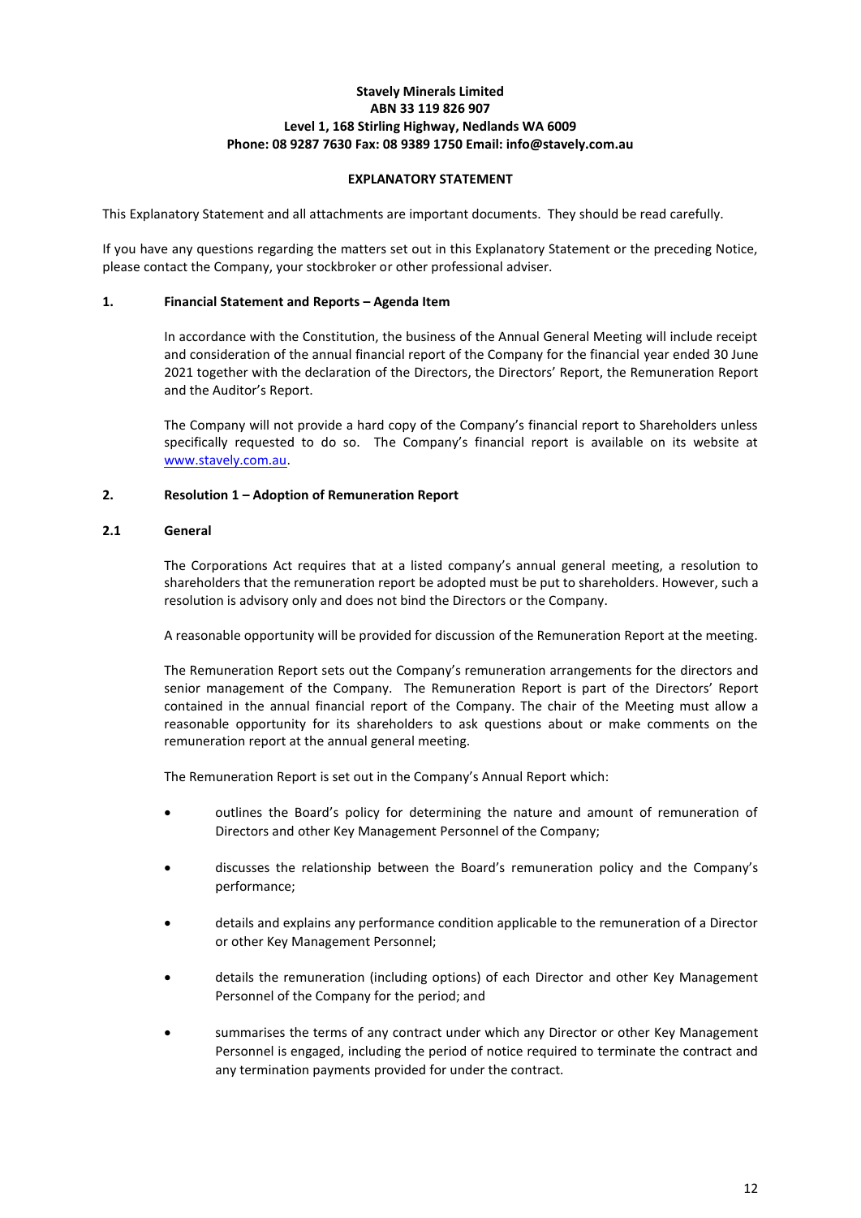**Stavely Minerals Limited**
**ABN 33 119 826 907**
**Level 1, 168 Stirling Highway, Nedlands WA 6009**
**Phone: 08 9287 7630 Fax: 08 9389 1750 Email: info@stavely.com.au**

# EXPLANATORY STATEMENT

This Explanatory Statement and all attachments are important documents. They should be read carefully.

If you have any questions regarding the matters set out in this Explanatory Statement or the preceding Notice, please contact the Company, your stockbroker or other professional adviser.

## 1. Financial Statement and Reports – Agenda Item

In accordance with the Constitution, the business of the Annual General Meeting will include receipt and consideration of the annual financial report of the Company for the financial year ended 30 June 2021 together with the declaration of the Directors, the Directors' Report, the Remuneration Report and the Auditor's Report.

The Company will not provide a hard copy of the Company's financial report to Shareholders unless specifically requested to do so. The Company's financial report is available on its website at www.stavely.com.au.

## 2. Resolution 1 – Adoption of Remuneration Report

### 2.1 General

The Corporations Act requires that at a listed company's annual general meeting, a resolution to shareholders that the remuneration report be adopted must be put to shareholders. However, such a resolution is advisory only and does not bind the Directors or the Company.

A reasonable opportunity will be provided for discussion of the Remuneration Report at the meeting.

The Remuneration Report sets out the Company's remuneration arrangements for the directors and senior management of the Company. The Remuneration Report is part of the Directors' Report contained in the annual financial report of the Company. The chair of the Meeting must allow a reasonable opportunity for its shareholders to ask questions about or make comments on the remuneration report at the annual general meeting.

The Remuneration Report is set out in the Company's Annual Report which:

- outlines the Board's policy for determining the nature and amount of remuneration of Directors and other Key Management Personnel of the Company;
- discusses the relationship between the Board's remuneration policy and the Company's performance;
- details and explains any performance condition applicable to the remuneration of a Director or other Key Management Personnel;
- details the remuneration (including options) of each Director and other Key Management Personnel of the Company for the period; and
- summarises the terms of any contract under which any Director or other Key Management Personnel is engaged, including the period of notice required to terminate the contract and any termination payments provided for under the contract.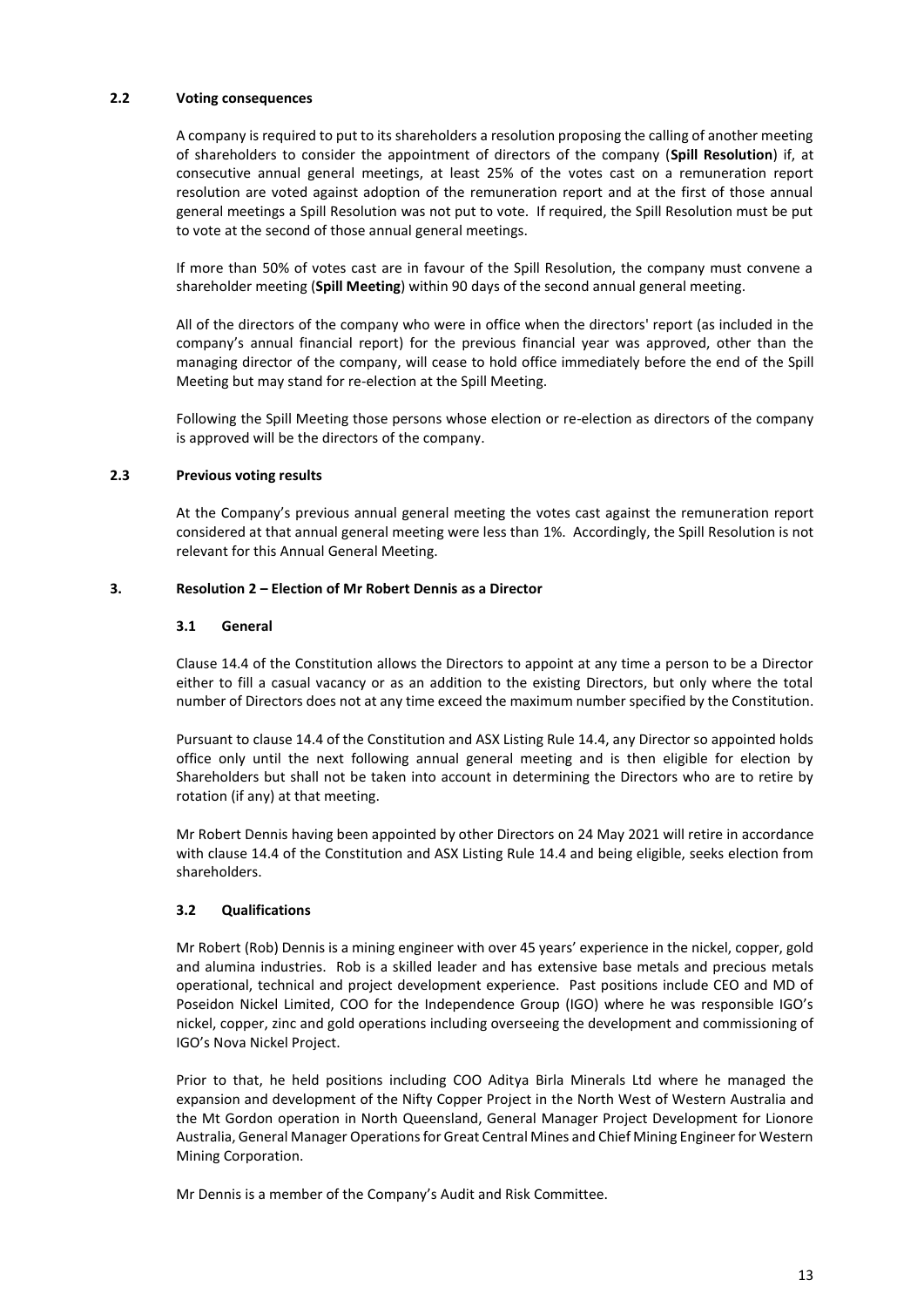### 2.2 Voting consequences

A company is required to put to its shareholders a resolution proposing the calling of another meeting of shareholders to consider the appointment of directors of the company (**Spill Resolution**) if, at consecutive annual general meetings, at least 25% of the votes cast on a remuneration report resolution are voted against adoption of the remuneration report and at the first of those annual general meetings a Spill Resolution was not put to vote. If required, the Spill Resolution must be put to vote at the second of those annual general meetings.

If more than 50% of votes cast are in favour of the Spill Resolution, the company must convene a shareholder meeting (**Spill Meeting**) within 90 days of the second annual general meeting.

All of the directors of the company who were in office when the directors' report (as included in the company's annual financial report) for the previous financial year was approved, other than the managing director of the company, will cease to hold office immediately before the end of the Spill Meeting but may stand for re-election at the Spill Meeting.

Following the Spill Meeting those persons whose election or re-election as directors of the company is approved will be the directors of the company.

### 2.3 Previous voting results

At the Company's previous annual general meeting the votes cast against the remuneration report considered at that annual general meeting were less than 1%. Accordingly, the Spill Resolution is not relevant for this Annual General Meeting.

## 3. Resolution 2 – Election of Mr Robert Dennis as a Director

### 3.1 General

Clause 14.4 of the Constitution allows the Directors to appoint at any time a person to be a Director either to fill a casual vacancy or as an addition to the existing Directors, but only where the total number of Directors does not at any time exceed the maximum number specified by the Constitution.

Pursuant to clause 14.4 of the Constitution and ASX Listing Rule 14.4, any Director so appointed holds office only until the next following annual general meeting and is then eligible for election by Shareholders but shall not be taken into account in determining the Directors who are to retire by rotation (if any) at that meeting.

Mr Robert Dennis having been appointed by other Directors on 24 May 2021 will retire in accordance with clause 14.4 of the Constitution and ASX Listing Rule 14.4 and being eligible, seeks election from shareholders.

### 3.2 Qualifications

Mr Robert (Rob) Dennis is a mining engineer with over 45 years' experience in the nickel, copper, gold and alumina industries. Rob is a skilled leader and has extensive base metals and precious metals operational, technical and project development experience. Past positions include CEO and MD of Poseidon Nickel Limited, COO for the Independence Group (IGO) where he was responsible IGO's nickel, copper, zinc and gold operations including overseeing the development and commissioning of IGO's Nova Nickel Project.

Prior to that, he held positions including COO Aditya Birla Minerals Ltd where he managed the expansion and development of the Nifty Copper Project in the North West of Western Australia and the Mt Gordon operation in North Queensland, General Manager Project Development for Lionore Australia, General Manager Operations for Great Central Mines and Chief Mining Engineer for Western Mining Corporation.

Mr Dennis is a member of the Company's Audit and Risk Committee.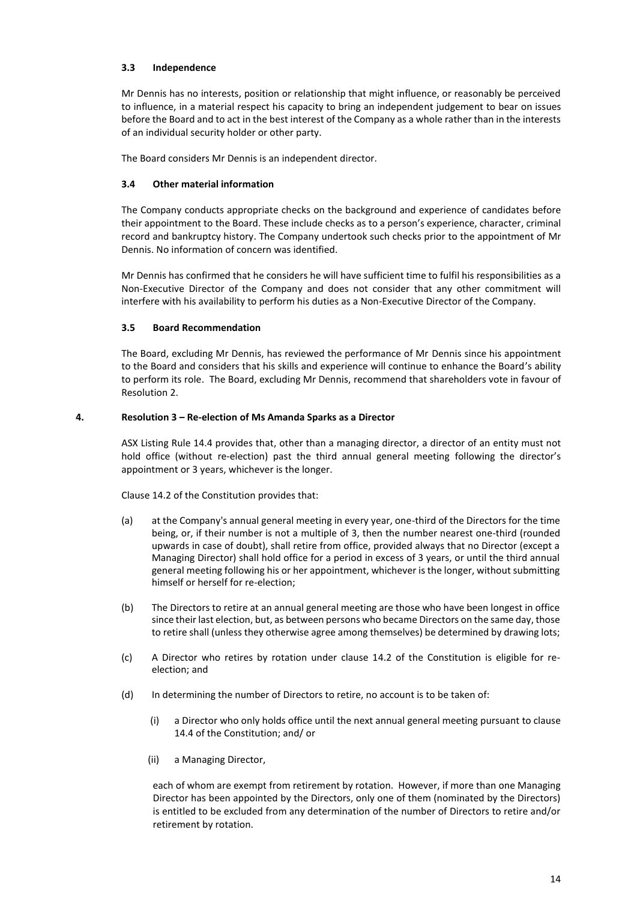### 3.3 Independence

Mr Dennis has no interests, position or relationship that might influence, or reasonably be perceived to influence, in a material respect his capacity to bring an independent judgement to bear on issues before the Board and to act in the best interest of the Company as a whole rather than in the interests of an individual security holder or other party.

The Board considers Mr Dennis is an independent director.

### 3.4 Other material information

The Company conducts appropriate checks on the background and experience of candidates before their appointment to the Board. These include checks as to a person's experience, character, criminal record and bankruptcy history. The Company undertook such checks prior to the appointment of Mr Dennis. No information of concern was identified.

Mr Dennis has confirmed that he considers he will have sufficient time to fulfil his responsibilities as a Non-Executive Director of the Company and does not consider that any other commitment will interfere with his availability to perform his duties as a Non-Executive Director of the Company.

### 3.5 Board Recommendation

The Board, excluding Mr Dennis, has reviewed the performance of Mr Dennis since his appointment to the Board and considers that his skills and experience will continue to enhance the Board's ability to perform its role. The Board, excluding Mr Dennis, recommend that shareholders vote in favour of Resolution 2.

## 4. Resolution 3 – Re-election of Ms Amanda Sparks as a Director

ASX Listing Rule 14.4 provides that, other than a managing director, a director of an entity must not hold office (without re-election) past the third annual general meeting following the director's appointment or 3 years, whichever is the longer.

Clause 14.2 of the Constitution provides that:

(a) at the Company's annual general meeting in every year, one-third of the Directors for the time being, or, if their number is not a multiple of 3, then the number nearest one-third (rounded upwards in case of doubt), shall retire from office, provided always that no Director (except a Managing Director) shall hold office for a period in excess of 3 years, or until the third annual general meeting following his or her appointment, whichever is the longer, without submitting himself or herself for re-election;

(b) The Directors to retire at an annual general meeting are those who have been longest in office since their last election, but, as between persons who became Directors on the same day, those to retire shall (unless they otherwise agree among themselves) be determined by drawing lots;

(c) A Director who retires by rotation under clause 14.2 of the Constitution is eligible for re-election; and

(d) In determining the number of Directors to retire, no account is to be taken of:

   (i) a Director who only holds office until the next annual general meeting pursuant to clause 14.4 of the Constitution; and/ or

   (ii) a Managing Director,

   each of whom are exempt from retirement by rotation. However, if more than one Managing Director has been appointed by the Directors, only one of them (nominated by the Directors) is entitled to be excluded from any determination of the number of Directors to retire and/or retirement by rotation.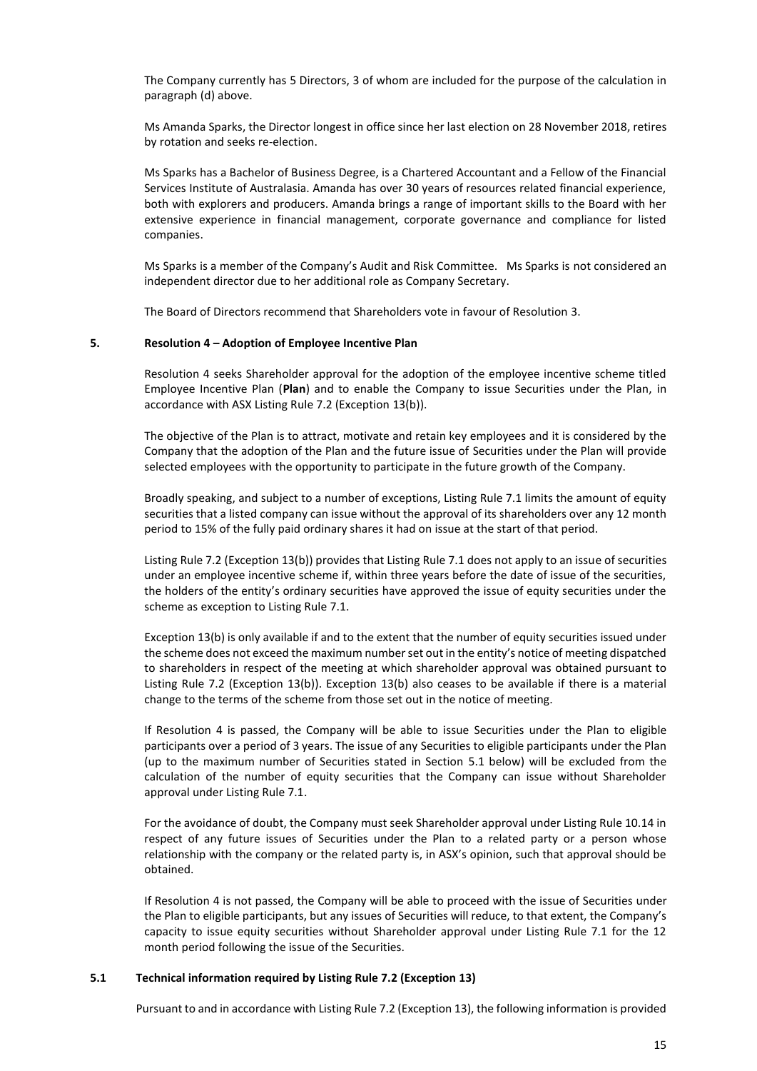The Company currently has 5 Directors, 3 of whom are included for the purpose of the calculation in paragraph (d) above.

Ms Amanda Sparks, the Director longest in office since her last election on 28 November 2018, retires by rotation and seeks re-election.

Ms Sparks has a Bachelor of Business Degree, is a Chartered Accountant and a Fellow of the Financial Services Institute of Australasia. Amanda has over 30 years of resources related financial experience, both with explorers and producers. Amanda brings a range of important skills to the Board with her extensive experience in financial management, corporate governance and compliance for listed companies.

Ms Sparks is a member of the Company's Audit and Risk Committee. Ms Sparks is not considered an independent director due to her additional role as Company Secretary.

The Board of Directors recommend that Shareholders vote in favour of Resolution 3.

## 5. Resolution 4 – Adoption of Employee Incentive Plan

Resolution 4 seeks Shareholder approval for the adoption of the employee incentive scheme titled Employee Incentive Plan (**Plan**) and to enable the Company to issue Securities under the Plan, in accordance with ASX Listing Rule 7.2 (Exception 13(b)).

The objective of the Plan is to attract, motivate and retain key employees and it is considered by the Company that the adoption of the Plan and the future issue of Securities under the Plan will provide selected employees with the opportunity to participate in the future growth of the Company.

Broadly speaking, and subject to a number of exceptions, Listing Rule 7.1 limits the amount of equity securities that a listed company can issue without the approval of its shareholders over any 12 month period to 15% of the fully paid ordinary shares it had on issue at the start of that period.

Listing Rule 7.2 (Exception 13(b)) provides that Listing Rule 7.1 does not apply to an issue of securities under an employee incentive scheme if, within three years before the date of issue of the securities, the holders of the entity's ordinary securities have approved the issue of equity securities under the scheme as exception to Listing Rule 7.1.

Exception 13(b) is only available if and to the extent that the number of equity securities issued under the scheme does not exceed the maximum number set out in the entity's notice of meeting dispatched to shareholders in respect of the meeting at which shareholder approval was obtained pursuant to Listing Rule 7.2 (Exception 13(b)). Exception 13(b) also ceases to be available if there is a material change to the terms of the scheme from those set out in the notice of meeting.

If Resolution 4 is passed, the Company will be able to issue Securities under the Plan to eligible participants over a period of 3 years. The issue of any Securities to eligible participants under the Plan (up to the maximum number of Securities stated in Section 5.1 below) will be excluded from the calculation of the number of equity securities that the Company can issue without Shareholder approval under Listing Rule 7.1.

For the avoidance of doubt, the Company must seek Shareholder approval under Listing Rule 10.14 in respect of any future issues of Securities under the Plan to a related party or a person whose relationship with the company or the related party is, in ASX's opinion, such that approval should be obtained.

If Resolution 4 is not passed, the Company will be able to proceed with the issue of Securities under the Plan to eligible participants, but any issues of Securities will reduce, to that extent, the Company's capacity to issue equity securities without Shareholder approval under Listing Rule 7.1 for the 12 month period following the issue of the Securities.

### 5.1 Technical information required by Listing Rule 7.2 (Exception 13)

Pursuant to and in accordance with Listing Rule 7.2 (Exception 13), the following information is provided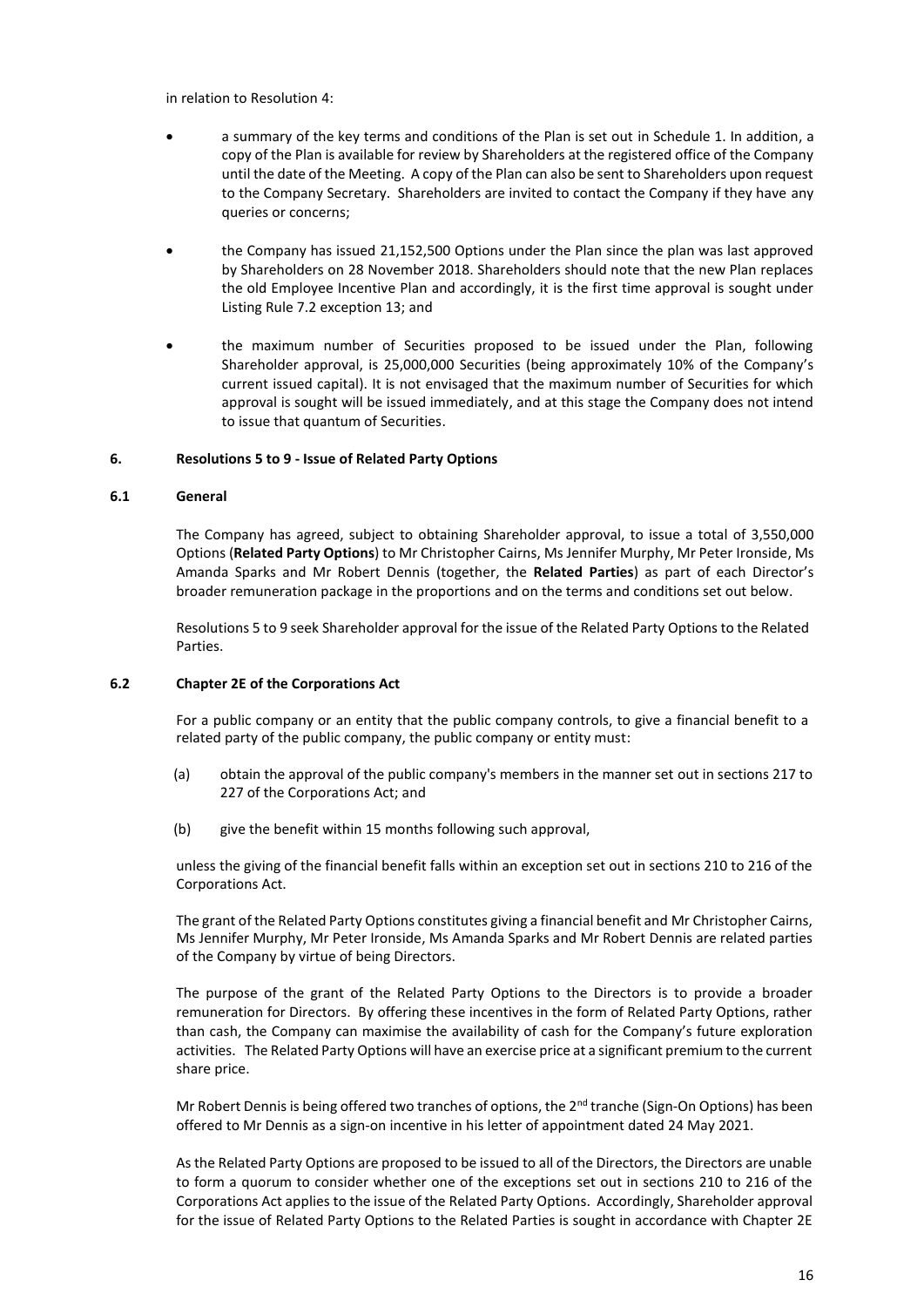in relation to Resolution 4:

- a summary of the key terms and conditions of the Plan is set out in Schedule 1. In addition, a copy of the Plan is available for review by Shareholders at the registered office of the Company until the date of the Meeting. A copy of the Plan can also be sent to Shareholders upon request to the Company Secretary. Shareholders are invited to contact the Company if they have any queries or concerns;
- the Company has issued 21,152,500 Options under the Plan since the plan was last approved by Shareholders on 28 November 2018. Shareholders should note that the new Plan replaces the old Employee Incentive Plan and accordingly, it is the first time approval is sought under Listing Rule 7.2 exception 13; and
- the maximum number of Securities proposed to be issued under the Plan, following Shareholder approval, is 25,000,000 Securities (being approximately 10% of the Company's current issued capital). It is not envisaged that the maximum number of Securities for which approval is sought will be issued immediately, and at this stage the Company does not intend to issue that quantum of Securities.

## 6. Resolutions 5 to 9 - Issue of Related Party Options

### 6.1 General

The Company has agreed, subject to obtaining Shareholder approval, to issue a total of 3,550,000 Options (**Related Party Options**) to Mr Christopher Cairns, Ms Jennifer Murphy, Mr Peter Ironside, Ms Amanda Sparks and Mr Robert Dennis (together, the **Related Parties**) as part of each Director's broader remuneration package in the proportions and on the terms and conditions set out below.

Resolutions 5 to 9 seek Shareholder approval for the issue of the Related Party Options to the Related Parties.

### 6.2 Chapter 2E of the Corporations Act

For a public company or an entity that the public company controls, to give a financial benefit to a related party of the public company, the public company or entity must:

(a) obtain the approval of the public company's members in the manner set out in sections 217 to 227 of the Corporations Act; and

(b) give the benefit within 15 months following such approval,

unless the giving of the financial benefit falls within an exception set out in sections 210 to 216 of the Corporations Act.

The grant of the Related Party Options constitutes giving a financial benefit and Mr Christopher Cairns, Ms Jennifer Murphy, Mr Peter Ironside, Ms Amanda Sparks and Mr Robert Dennis are related parties of the Company by virtue of being Directors.

The purpose of the grant of the Related Party Options to the Directors is to provide a broader remuneration for Directors. By offering these incentives in the form of Related Party Options, rather than cash, the Company can maximise the availability of cash for the Company's future exploration activities. The Related Party Options will have an exercise price at a significant premium to the current share price.

Mr Robert Dennis is being offered two tranches of options, the 2nd tranche (Sign-On Options) has been offered to Mr Dennis as a sign-on incentive in his letter of appointment dated 24 May 2021.

As the Related Party Options are proposed to be issued to all of the Directors, the Directors are unable to form a quorum to consider whether one of the exceptions set out in sections 210 to 216 of the Corporations Act applies to the issue of the Related Party Options. Accordingly, Shareholder approval for the issue of Related Party Options to the Related Parties is sought in accordance with Chapter 2E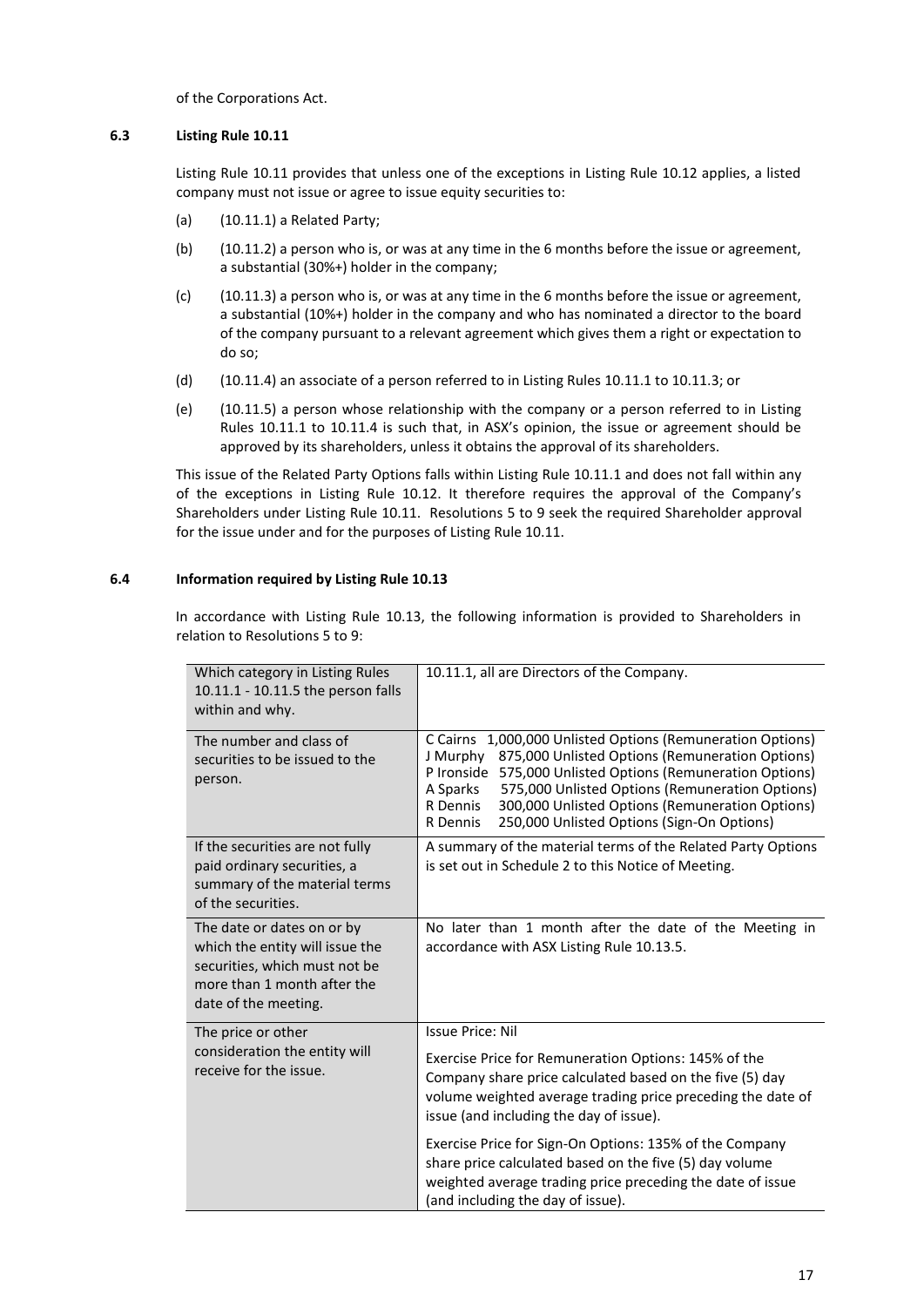of the Corporations Act.

### 6.3 Listing Rule 10.11

Listing Rule 10.11 provides that unless one of the exceptions in Listing Rule 10.12 applies, a listed company must not issue or agree to issue equity securities to:

(a) (10.11.1) a Related Party;

(b) (10.11.2) a person who is, or was at any time in the 6 months before the issue or agreement, a substantial (30%+) holder in the company;

(c) (10.11.3) a person who is, or was at any time in the 6 months before the issue or agreement, a substantial (10%+) holder in the company and who has nominated a director to the board of the company pursuant to a relevant agreement which gives them a right or expectation to do so;

(d) (10.11.4) an associate of a person referred to in Listing Rules 10.11.1 to 10.11.3; or

(e) (10.11.5) a person whose relationship with the company or a person referred to in Listing Rules 10.11.1 to 10.11.4 is such that, in ASX's opinion, the issue or agreement should be approved by its shareholders, unless it obtains the approval of its shareholders.

This issue of the Related Party Options falls within Listing Rule 10.11.1 and does not fall within any of the exceptions in Listing Rule 10.12. It therefore requires the approval of the Company's Shareholders under Listing Rule 10.11. Resolutions 5 to 9 seek the required Shareholder approval for the issue under and for the purposes of Listing Rule 10.11.

### 6.4 Information required by Listing Rule 10.13

In accordance with Listing Rule 10.13, the following information is provided to Shareholders in relation to Resolutions 5 to 9:

| | |
|---|---|
| Which category in Listing Rules 10.11.1 - 10.11.5 the person falls within and why. | 10.11.1, all are Directors of the Company. |
| The number and class of securities to be issued to the person. | C Cairns 1,000,000 Unlisted Options (Remuneration Options)<br>J Murphy 875,000 Unlisted Options (Remuneration Options)<br>P Ironside 575,000 Unlisted Options (Remuneration Options)<br>A Sparks 575,000 Unlisted Options (Remuneration Options)<br>R Dennis 300,000 Unlisted Options (Remuneration Options)<br>R Dennis 250,000 Unlisted Options (Sign-On Options) |
| If the securities are not fully paid ordinary securities, a summary of the material terms of the securities. | A summary of the material terms of the Related Party Options is set out in Schedule 2 to this Notice of Meeting. |
| The date or dates on or by which the entity will issue the securities, which must not be more than 1 month after the date of the meeting. | No later than 1 month after the date of the Meeting in accordance with ASX Listing Rule 10.13.5. |
| The price or other consideration the entity will receive for the issue. | Issue Price: Nil<br><br>Exercise Price for Remuneration Options: 145% of the Company share price calculated based on the five (5) day volume weighted average trading price preceding the date of issue (and including the day of issue).<br><br>Exercise Price for Sign-On Options: 135% of the Company share price calculated based on the five (5) day volume weighted average trading price preceding the date of issue (and including the day of issue). |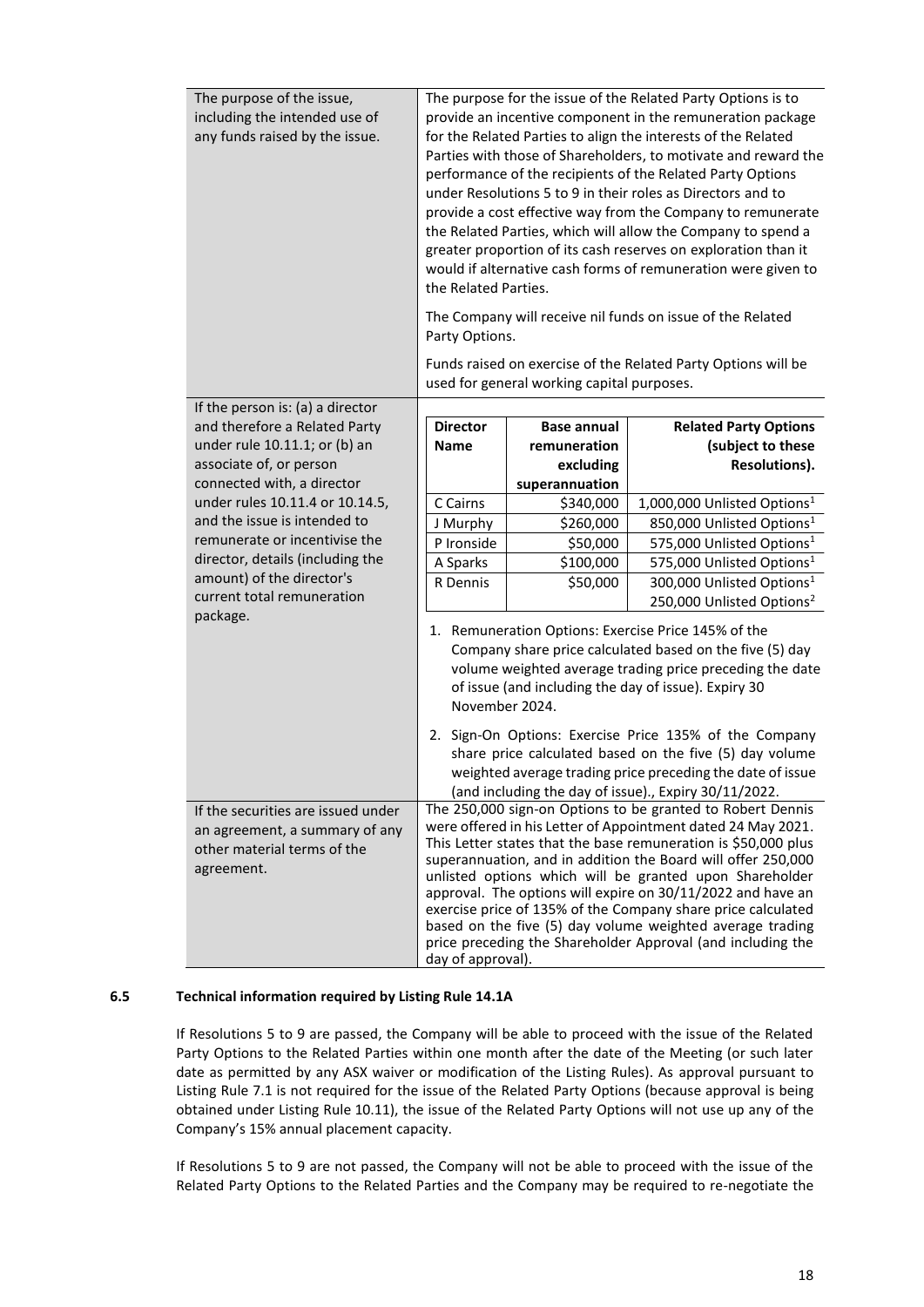| | |
|---|---|
| The purpose of the issue, including the intended use of any funds raised by the issue. | The purpose for the issue of the Related Party Options is to provide an incentive component in the remuneration package for the Related Parties to align the interests of the Related Parties with those of Shareholders, to motivate and reward the performance of the recipients of the Related Party Options under Resolutions 5 to 9 in their roles as Directors and to provide a cost effective way from the Company to remunerate the Related Parties, which will allow the Company to spend a greater proportion of its cash reserves on exploration than it would if alternative cash forms of remuneration were given to the Related Parties.<br><br>The Company will receive nil funds on issue of the Related Party Options.<br><br>Funds raised on exercise of the Related Party Options will be used for general working capital purposes. |
| If the person is: (a) a director and therefore a Related Party under rule 10.11.1; or (b) an associate of, or person connected with, a director under rules 10.11.4 or 10.14.5, and the issue is intended to remunerate or incentivise the director, details (including the amount) of the director's current total remuneration package. | See table below.<br><br>1. Remuneration Options: Exercise Price 145% of the Company share price calculated based on the five (5) day volume weighted average trading price preceding the date of issue (and including the day of issue). Expiry 30 November 2024.<br><br>2. Sign-On Options: Exercise Price 135% of the Company share price calculated based on the five (5) day volume weighted average trading price preceding the date of issue (and including the day of issue)., Expiry 30/11/2022. |
| If the securities are issued under an agreement, a summary of any other material terms of the agreement. | The 250,000 sign-on Options to be granted to Robert Dennis were offered in his Letter of Appointment dated 24 May 2021. This Letter states that the base remuneration is $50,000 plus superannuation, and in addition the Board will offer 250,000 unlisted options which will be granted upon Shareholder approval. The options will expire on 30/11/2022 and have an exercise price of 135% of the Company share price calculated based on the five (5) day volume weighted average trading price preceding the Shareholder Approval (and including the day of approval). |

| Director Name | Base annual remuneration excluding superannuation | Related Party Options (subject to these Resolutions). |
|---|---|---|
| C Cairns | $340,000 | 1,000,000 Unlisted Options[1] |
| J Murphy | $260,000 | 850,000 Unlisted Options[1] |
| P Ironside | $50,000 | 575,000 Unlisted Options[1] |
| A Sparks | $100,000 | 575,000 Unlisted Options[1] |
| R Dennis | $50,000 | 300,000 Unlisted Options[1]<br>250,000 Unlisted Options[2] |

### 6.5 Technical information required by Listing Rule 14.1A

If Resolutions 5 to 9 are passed, the Company will be able to proceed with the issue of the Related Party Options to the Related Parties within one month after the date of the Meeting (or such later date as permitted by any ASX waiver or modification of the Listing Rules). As approval pursuant to Listing Rule 7.1 is not required for the issue of the Related Party Options (because approval is being obtained under Listing Rule 10.11), the issue of the Related Party Options will not use up any of the Company's 15% annual placement capacity.

If Resolutions 5 to 9 are not passed, the Company will not be able to proceed with the issue of the Related Party Options to the Related Parties and the Company may be required to re-negotiate the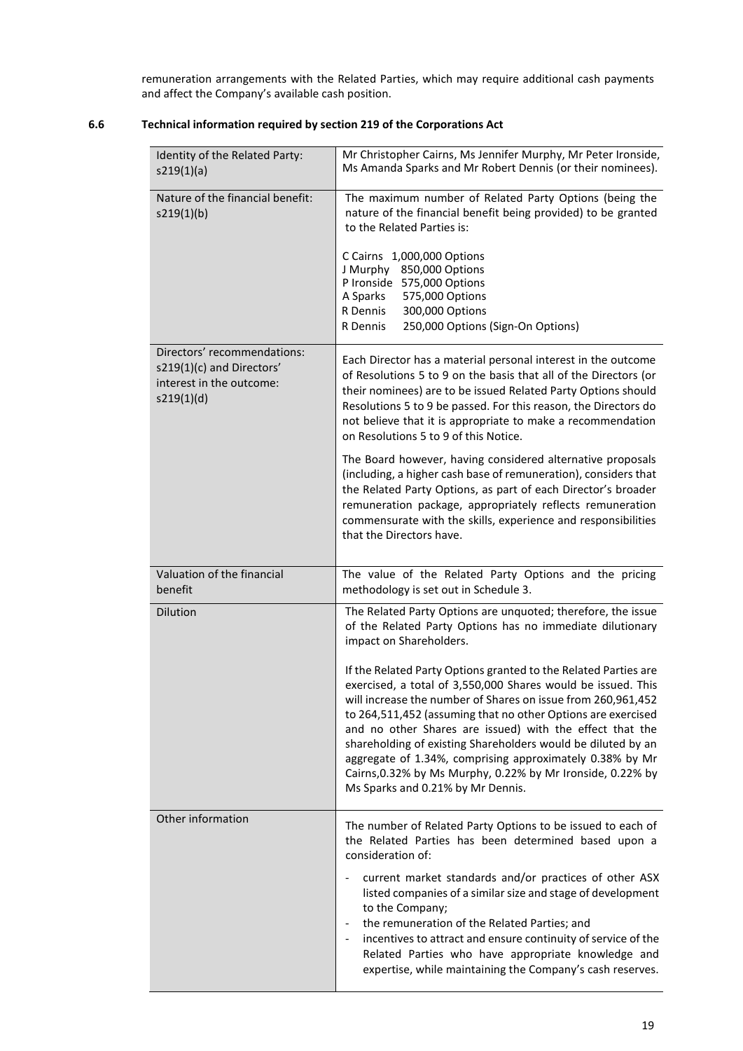remuneration arrangements with the Related Parties, which may require additional cash payments and affect the Company's available cash position.

### 6.6 Technical information required by section 219 of the Corporations Act

| | |
|---|---|
| Identity of the Related Party: s219(1)(a) | Mr Christopher Cairns, Ms Jennifer Murphy, Mr Peter Ironside, Ms Amanda Sparks and Mr Robert Dennis (or their nominees). |
| Nature of the financial benefit: s219(1)(b) | The maximum number of Related Party Options (being the nature of the financial benefit being provided) to be granted to the Related Parties is:<br><br>C Cairns 1,000,000 Options<br>J Murphy 850,000 Options<br>P Ironside 575,000 Options<br>A Sparks 575,000 Options<br>R Dennis 300,000 Options<br>R Dennis 250,000 Options (Sign-On Options) |
| Directors' recommendations: s219(1)(c) and Directors' interest in the outcome: s219(1)(d) | Each Director has a material personal interest in the outcome of Resolutions 5 to 9 on the basis that all of the Directors (or their nominees) are to be issued Related Party Options should Resolutions 5 to 9 be passed. For this reason, the Directors do not believe that it is appropriate to make a recommendation on Resolutions 5 to 9 of this Notice.<br><br>The Board however, having considered alternative proposals (including, a higher cash base of remuneration), considers that the Related Party Options, as part of each Director's broader remuneration package, appropriately reflects remuneration commensurate with the skills, experience and responsibilities that the Directors have. |
| Valuation of the financial benefit | The value of the Related Party Options and the pricing methodology is set out in Schedule 3. |
| Dilution | The Related Party Options are unquoted; therefore, the issue of the Related Party Options has no immediate dilutionary impact on Shareholders.<br><br>If the Related Party Options granted to the Related Parties are exercised, a total of 3,550,000 Shares would be issued. This will increase the number of Shares on issue from 260,961,452 to 264,511,452 (assuming that no other Options are exercised and no other Shares are issued) with the effect that the shareholding of existing Shareholders would be diluted by an aggregate of 1.34%, comprising approximately 0.38% by Mr Cairns,0.32% by Ms Murphy, 0.22% by Mr Ironside, 0.22% by Ms Sparks and 0.21% by Mr Dennis. |
| Other information | The number of Related Party Options to be issued to each of the Related Parties has been determined based upon a consideration of:<br><br>- current market standards and/or practices of other ASX listed companies of a similar size and stage of development to the Company;<br>- the remuneration of the Related Parties; and<br>- incentives to attract and ensure continuity of service of the Related Parties who have appropriate knowledge and expertise, while maintaining the Company's cash reserves. |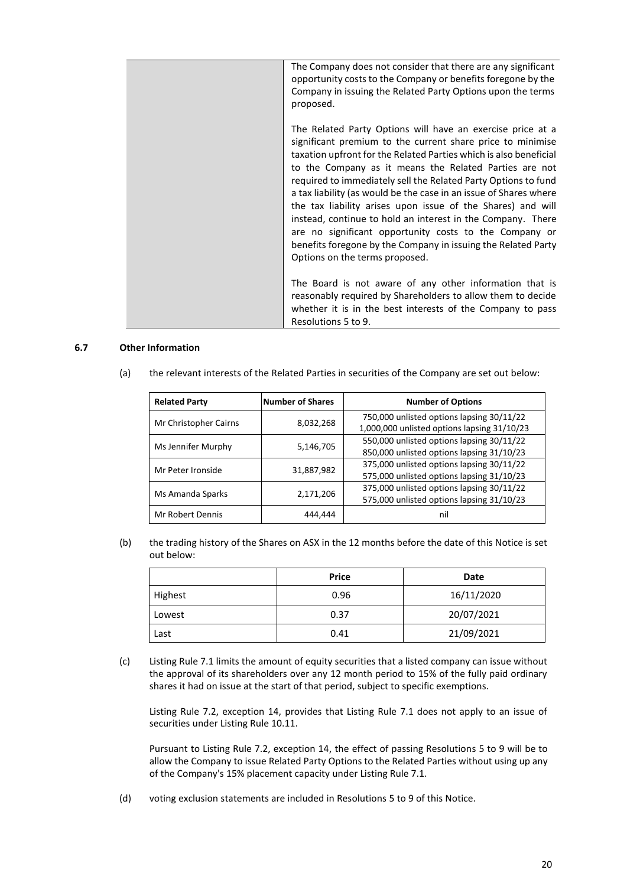| | |
|---|---|
| | The Company does not consider that there are any significant opportunity costs to the Company or benefits foregone by the Company in issuing the Related Party Options upon the terms proposed.<br><br>The Related Party Options will have an exercise price at a significant premium to the current share price to minimise taxation upfront for the Related Parties which is also beneficial to the Company as it means the Related Parties are not required to immediately sell the Related Party Options to fund a tax liability (as would be the case in an issue of Shares where the tax liability arises upon issue of the Shares) and will instead, continue to hold an interest in the Company. There are no significant opportunity costs to the Company or benefits foregone by the Company in issuing the Related Party Options on the terms proposed.<br><br>The Board is not aware of any other information that is reasonably required by Shareholders to allow them to decide whether it is in the best interests of the Company to pass Resolutions 5 to 9. |

### 6.7 Other Information

(a) the relevant interests of the Related Parties in securities of the Company are set out below:

| Related Party | Number of Shares | Number of Options |
|---|---|---|
| Mr Christopher Cairns | 8,032,268 | 750,000 unlisted options lapsing 30/11/22<br>1,000,000 unlisted options lapsing 31/10/23 |
| Ms Jennifer Murphy | 5,146,705 | 550,000 unlisted options lapsing 30/11/22<br>850,000 unlisted options lapsing 31/10/23 |
| Mr Peter Ironside | 31,887,982 | 375,000 unlisted options lapsing 30/11/22<br>575,000 unlisted options lapsing 31/10/23 |
| Ms Amanda Sparks | 2,171,206 | 375,000 unlisted options lapsing 30/11/22<br>575,000 unlisted options lapsing 31/10/23 |
| Mr Robert Dennis | 444,444 | nil |

(b) the trading history of the Shares on ASX in the 12 months before the date of this Notice is set out below:

| | Price | Date |
|---|---|---|
| Highest | 0.96 | 16/11/2020 |
| Lowest | 0.37 | 20/07/2021 |
| Last | 0.41 | 21/09/2021 |

(c) Listing Rule 7.1 limits the amount of equity securities that a listed company can issue without the approval of its shareholders over any 12 month period to 15% of the fully paid ordinary shares it had on issue at the start of that period, subject to specific exemptions.

Listing Rule 7.2, exception 14, provides that Listing Rule 7.1 does not apply to an issue of securities under Listing Rule 10.11.

Pursuant to Listing Rule 7.2, exception 14, the effect of passing Resolutions 5 to 9 will be to allow the Company to issue Related Party Options to the Related Parties without using up any of the Company's 15% placement capacity under Listing Rule 7.1.

(d) voting exclusion statements are included in Resolutions 5 to 9 of this Notice.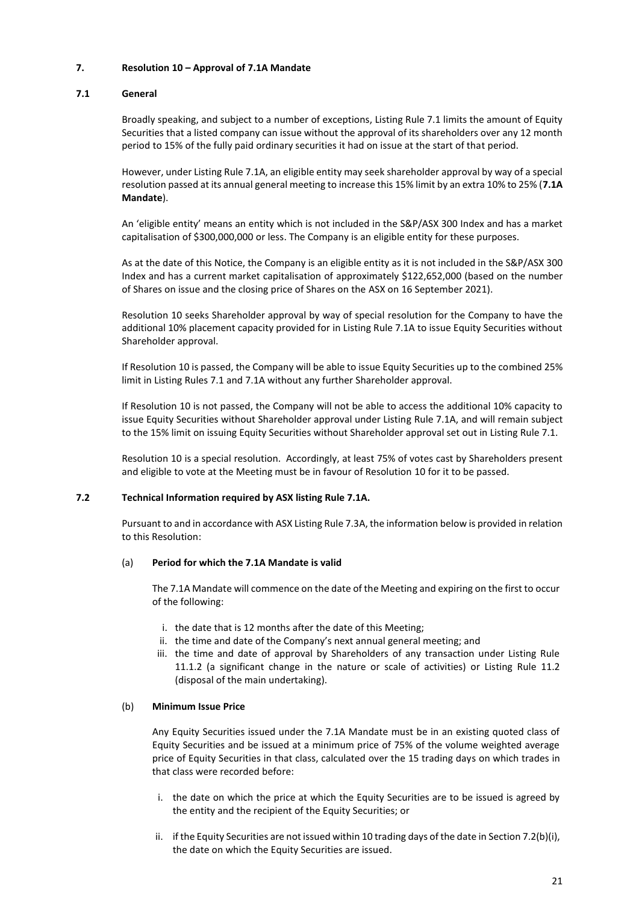## 7. Resolution 10 – Approval of 7.1A Mandate

### 7.1 General

Broadly speaking, and subject to a number of exceptions, Listing Rule 7.1 limits the amount of Equity Securities that a listed company can issue without the approval of its shareholders over any 12 month period to 15% of the fully paid ordinary securities it had on issue at the start of that period.

However, under Listing Rule 7.1A, an eligible entity may seek shareholder approval by way of a special resolution passed at its annual general meeting to increase this 15% limit by an extra 10% to 25% (**7.1A Mandate**).

An 'eligible entity' means an entity which is not included in the S&P/ASX 300 Index and has a market capitalisation of $300,000,000 or less. The Company is an eligible entity for these purposes.

As at the date of this Notice, the Company is an eligible entity as it is not included in the S&P/ASX 300 Index and has a current market capitalisation of approximately $122,652,000 (based on the number of Shares on issue and the closing price of Shares on the ASX on 16 September 2021).

Resolution 10 seeks Shareholder approval by way of special resolution for the Company to have the additional 10% placement capacity provided for in Listing Rule 7.1A to issue Equity Securities without Shareholder approval.

If Resolution 10 is passed, the Company will be able to issue Equity Securities up to the combined 25% limit in Listing Rules 7.1 and 7.1A without any further Shareholder approval.

If Resolution 10 is not passed, the Company will not be able to access the additional 10% capacity to issue Equity Securities without Shareholder approval under Listing Rule 7.1A, and will remain subject to the 15% limit on issuing Equity Securities without Shareholder approval set out in Listing Rule 7.1.

Resolution 10 is a special resolution. Accordingly, at least 75% of votes cast by Shareholders present and eligible to vote at the Meeting must be in favour of Resolution 10 for it to be passed.

### 7.2 Technical Information required by ASX listing Rule 7.1A.

Pursuant to and in accordance with ASX Listing Rule 7.3A, the information below is provided in relation to this Resolution:

(a) **Period for which the 7.1A Mandate is valid**

The 7.1A Mandate will commence on the date of the Meeting and expiring on the first to occur of the following:

i. the date that is 12 months after the date of this Meeting;
ii. the time and date of the Company's next annual general meeting; and
iii. the time and date of approval by Shareholders of any transaction under Listing Rule 11.1.2 (a significant change in the nature or scale of activities) or Listing Rule 11.2 (disposal of the main undertaking).

(b) **Minimum Issue Price**

Any Equity Securities issued under the 7.1A Mandate must be in an existing quoted class of Equity Securities and be issued at a minimum price of 75% of the volume weighted average price of Equity Securities in that class, calculated over the 15 trading days on which trades in that class were recorded before:

i. the date on which the price at which the Equity Securities are to be issued is agreed by the entity and the recipient of the Equity Securities; or

ii. if the Equity Securities are not issued within 10 trading days of the date in Section 7.2(b)(i), the date on which the Equity Securities are issued.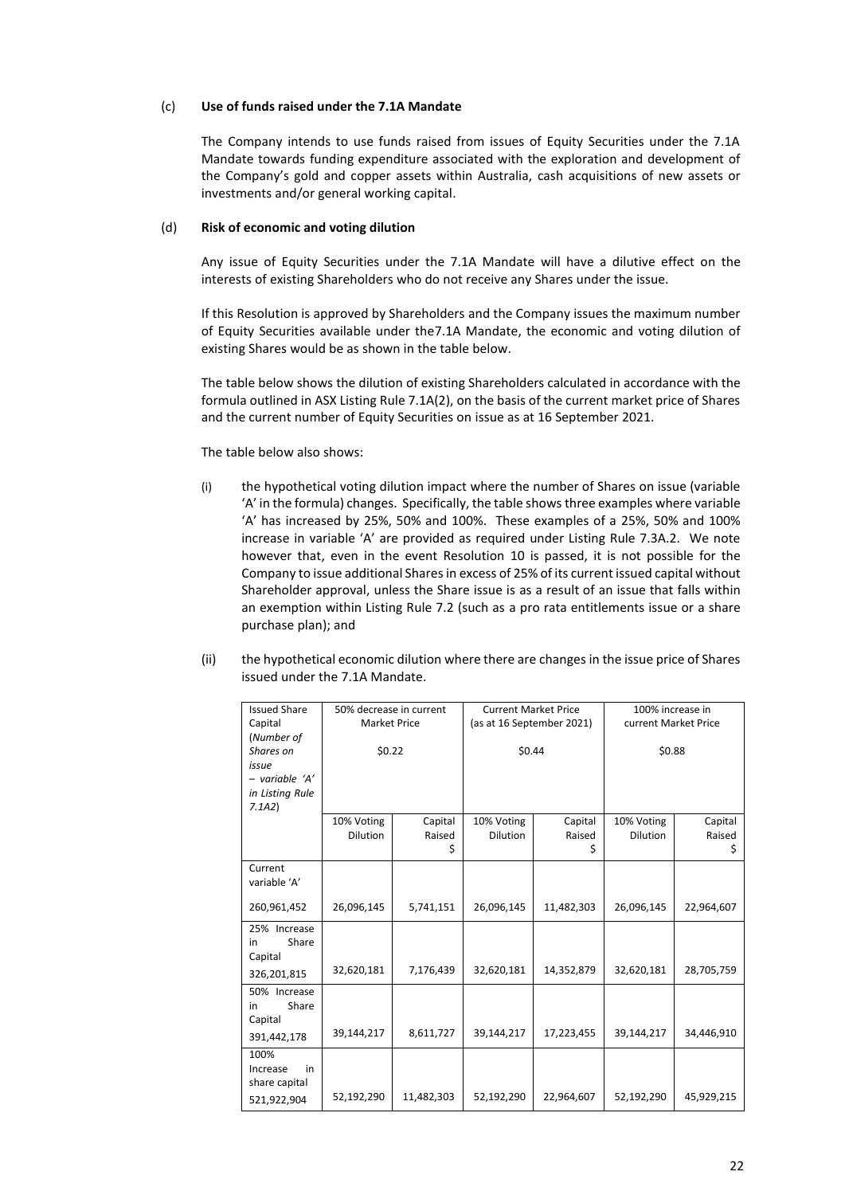(c) **Use of funds raised under the 7.1A Mandate**

The Company intends to use funds raised from issues of Equity Securities under the 7.1A Mandate towards funding expenditure associated with the exploration and development of the Company's gold and copper assets within Australia, cash acquisitions of new assets or investments and/or general working capital.

(d) **Risk of economic and voting dilution**

Any issue of Equity Securities under the 7.1A Mandate will have a dilutive effect on the interests of existing Shareholders who do not receive any Shares under the issue.

If this Resolution is approved by Shareholders and the Company issues the maximum number of Equity Securities available under the7.1A Mandate, the economic and voting dilution of existing Shares would be as shown in the table below.

The table below shows the dilution of existing Shareholders calculated in accordance with the formula outlined in ASX Listing Rule 7.1A(2), on the basis of the current market price of Shares and the current number of Equity Securities on issue as at 16 September 2021.

The table below also shows:

(i) the hypothetical voting dilution impact where the number of Shares on issue (variable 'A' in the formula) changes. Specifically, the table shows three examples where variable 'A' has increased by 25%, 50% and 100%. These examples of a 25%, 50% and 100% increase in variable 'A' are provided as required under Listing Rule 7.3A.2. We note however that, even in the event Resolution 10 is passed, it is not possible for the Company to issue additional Shares in excess of 25% of its current issued capital without Shareholder approval, unless the Share issue is as a result of an issue that falls within an exemption within Listing Rule 7.2 (such as a pro rata entitlements issue or a share purchase plan); and

(ii) the hypothetical economic dilution where there are changes in the issue price of Shares issued under the 7.1A Mandate.

| Issued Share Capital (*Number of Shares on issue – variable 'A' in Listing Rule 7.1A2*) | 50% decrease in current Market Price $0.22 | | Current Market Price (as at 16 September 2021) $0.44 | | 100% increase in current Market Price $0.88 | |
|---|---|---|---|---|---|---|
| | 10% Voting Dilution | Capital Raised $ | 10% Voting Dilution | Capital Raised $ | 10% Voting Dilution | Capital Raised $ |
| Current variable 'A' 260,961,452 | 26,096,145 | 5,741,151 | 26,096,145 | 11,482,303 | 26,096,145 | 22,964,607 |
| 25% Increase in Share Capital 326,201,815 | 32,620,181 | 7,176,439 | 32,620,181 | 14,352,879 | 32,620,181 | 28,705,759 |
| 50% Increase in Share Capital 391,442,178 | 39,144,217 | 8,611,727 | 39,144,217 | 17,223,455 | 39,144,217 | 34,446,910 |
| 100% Increase in share capital 521,922,904 | 52,192,290 | 11,482,303 | 52,192,290 | 22,964,607 | 52,192,290 | 45,929,215 |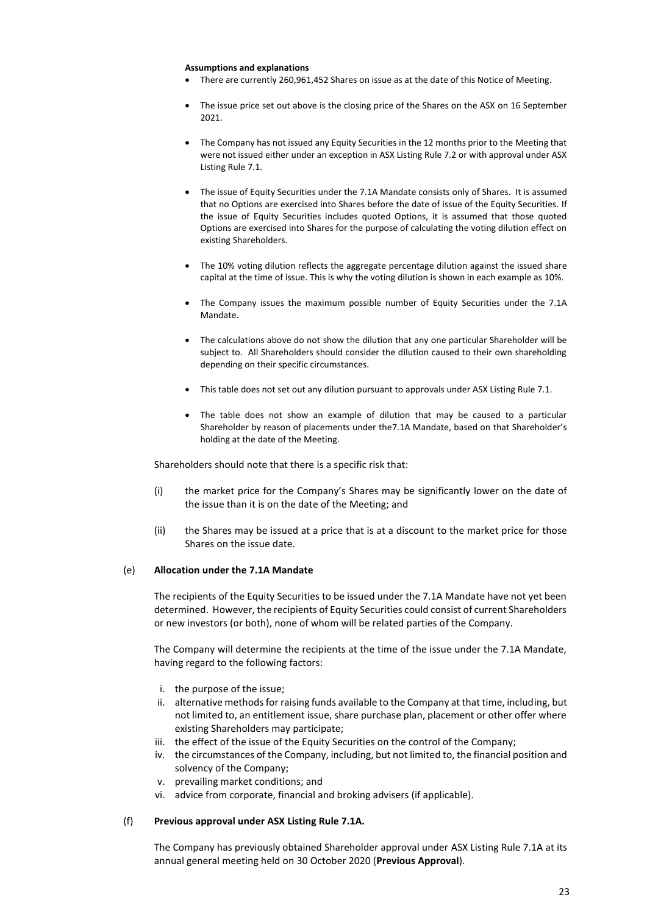**Assumptions and explanations**

- There are currently 260,961,452 Shares on issue as at the date of this Notice of Meeting.
- The issue price set out above is the closing price of the Shares on the ASX on 16 September 2021.
- The Company has not issued any Equity Securities in the 12 months prior to the Meeting that were not issued either under an exception in ASX Listing Rule 7.2 or with approval under ASX Listing Rule 7.1.
- The issue of Equity Securities under the 7.1A Mandate consists only of Shares. It is assumed that no Options are exercised into Shares before the date of issue of the Equity Securities. If the issue of Equity Securities includes quoted Options, it is assumed that those quoted Options are exercised into Shares for the purpose of calculating the voting dilution effect on existing Shareholders.
- The 10% voting dilution reflects the aggregate percentage dilution against the issued share capital at the time of issue. This is why the voting dilution is shown in each example as 10%.
- The Company issues the maximum possible number of Equity Securities under the 7.1A Mandate.
- The calculations above do not show the dilution that any one particular Shareholder will be subject to. All Shareholders should consider the dilution caused to their own shareholding depending on their specific circumstances.
- This table does not set out any dilution pursuant to approvals under ASX Listing Rule 7.1.
- The table does not show an example of dilution that may be caused to a particular Shareholder by reason of placements under the7.1A Mandate, based on that Shareholder's holding at the date of the Meeting.

Shareholders should note that there is a specific risk that:

(i) the market price for the Company's Shares may be significantly lower on the date of the issue than it is on the date of the Meeting; and

(ii) the Shares may be issued at a price that is at a discount to the market price for those Shares on the issue date.

(e) **Allocation under the 7.1A Mandate**

The recipients of the Equity Securities to be issued under the 7.1A Mandate have not yet been determined. However, the recipients of Equity Securities could consist of current Shareholders or new investors (or both), none of whom will be related parties of the Company.

The Company will determine the recipients at the time of the issue under the 7.1A Mandate, having regard to the following factors:

i. the purpose of the issue;
ii. alternative methods for raising funds available to the Company at that time, including, but not limited to, an entitlement issue, share purchase plan, placement or other offer where existing Shareholders may participate;
iii. the effect of the issue of the Equity Securities on the control of the Company;
iv. the circumstances of the Company, including, but not limited to, the financial position and solvency of the Company;
v. prevailing market conditions; and
vi. advice from corporate, financial and broking advisers (if applicable).

(f) **Previous approval under ASX Listing Rule 7.1A.**

The Company has previously obtained Shareholder approval under ASX Listing Rule 7.1A at its annual general meeting held on 30 October 2020 (**Previous Approval**).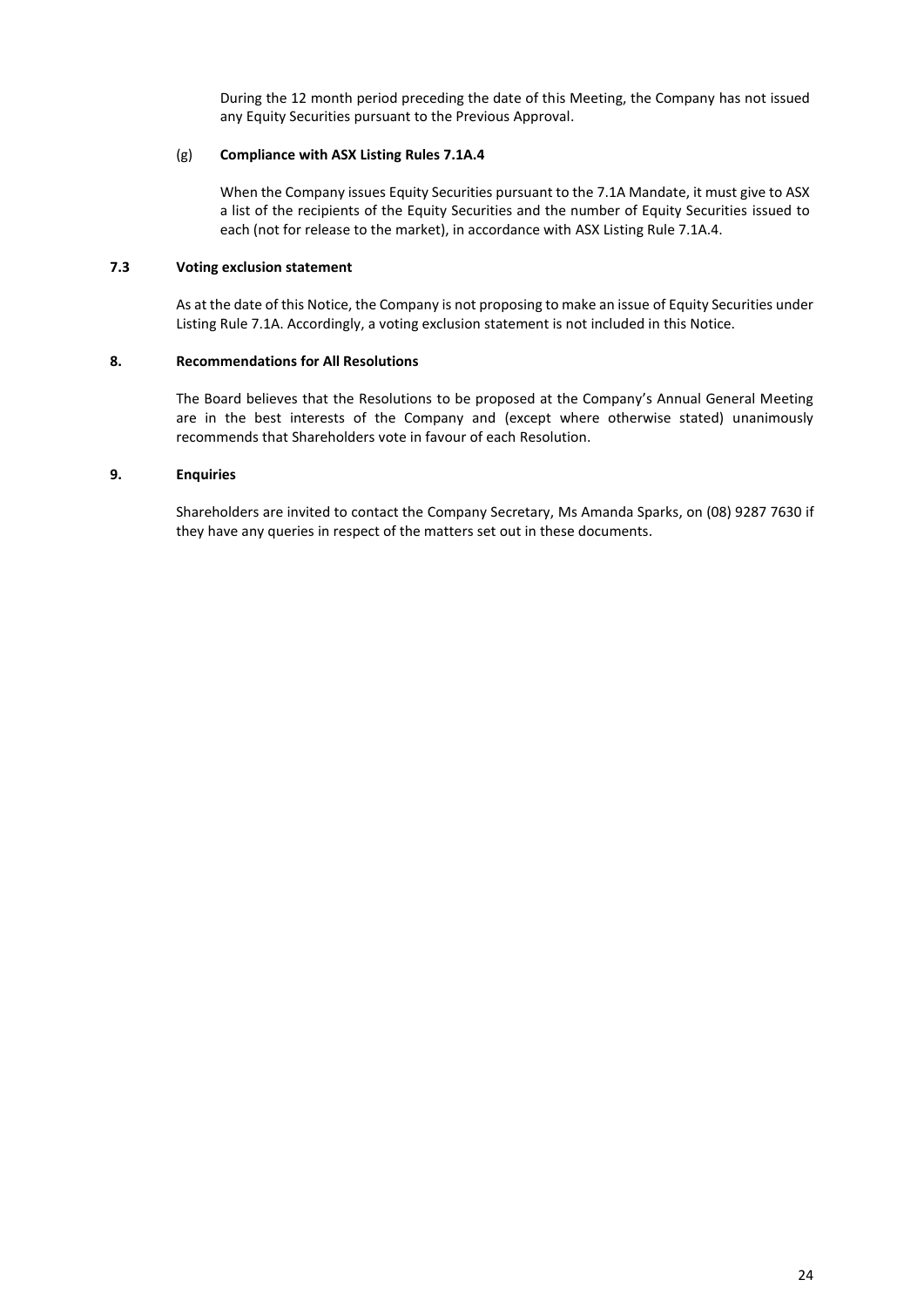During the 12 month period preceding the date of this Meeting, the Company has not issued any Equity Securities pursuant to the Previous Approval.

(g) **Compliance with ASX Listing Rules 7.1A.4**

When the Company issues Equity Securities pursuant to the 7.1A Mandate, it must give to ASX a list of the recipients of the Equity Securities and the number of Equity Securities issued to each (not for release to the market), in accordance with ASX Listing Rule 7.1A.4.

### 7.3 Voting exclusion statement

As at the date of this Notice, the Company is not proposing to make an issue of Equity Securities under Listing Rule 7.1A. Accordingly, a voting exclusion statement is not included in this Notice.

## 8. Recommendations for All Resolutions

The Board believes that the Resolutions to be proposed at the Company's Annual General Meeting are in the best interests of the Company and (except where otherwise stated) unanimously recommends that Shareholders vote in favour of each Resolution.

## 9. Enquiries

Shareholders are invited to contact the Company Secretary, Ms Amanda Sparks, on (08) 9287 7630 if they have any queries in respect of the matters set out in these documents.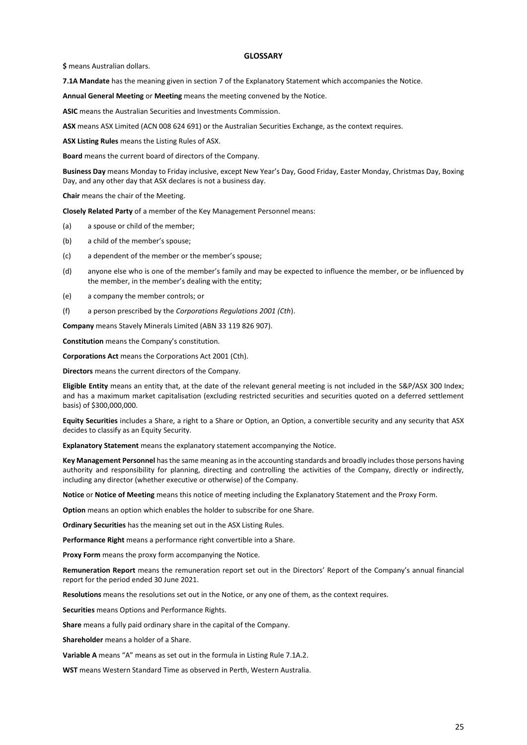# GLOSSARY

**$** means Australian dollars.

**7.1A Mandate** has the meaning given in section 7 of the Explanatory Statement which accompanies the Notice.

**Annual General Meeting** or **Meeting** means the meeting convened by the Notice.

**ASIC** means the Australian Securities and Investments Commission.

**ASX** means ASX Limited (ACN 008 624 691) or the Australian Securities Exchange, as the context requires.

**ASX Listing Rules** means the Listing Rules of ASX.

**Board** means the current board of directors of the Company.

**Business Day** means Monday to Friday inclusive, except New Year's Day, Good Friday, Easter Monday, Christmas Day, Boxing Day, and any other day that ASX declares is not a business day.

**Chair** means the chair of the Meeting.

**Closely Related Party** of a member of the Key Management Personnel means:

(a) a spouse or child of the member;

(b) a child of the member's spouse;

(c) a dependent of the member or the member's spouse;

(d) anyone else who is one of the member's family and may be expected to influence the member, or be influenced by the member, in the member's dealing with the entity;

(e) a company the member controls; or

(f) a person prescribed by the *Corporations Regulations 2001 (Cth*).

**Company** means Stavely Minerals Limited (ABN 33 119 826 907).

**Constitution** means the Company's constitution.

**Corporations Act** means the Corporations Act 2001 (Cth).

**Directors** means the current directors of the Company.

**Eligible Entity** means an entity that, at the date of the relevant general meeting is not included in the S&P/ASX 300 Index; and has a maximum market capitalisation (excluding restricted securities and securities quoted on a deferred settlement basis) of $300,000,000.

**Equity Securities** includes a Share, a right to a Share or Option, an Option, a convertible security and any security that ASX decides to classify as an Equity Security.

**Explanatory Statement** means the explanatory statement accompanying the Notice.

**Key Management Personnel** has the same meaning as in the accounting standards and broadly includes those persons having authority and responsibility for planning, directing and controlling the activities of the Company, directly or indirectly, including any director (whether executive or otherwise) of the Company.

**Notice** or **Notice of Meeting** means this notice of meeting including the Explanatory Statement and the Proxy Form.

**Option** means an option which enables the holder to subscribe for one Share.

**Ordinary Securities** has the meaning set out in the ASX Listing Rules.

**Performance Right** means a performance right convertible into a Share.

**Proxy Form** means the proxy form accompanying the Notice.

**Remuneration Report** means the remuneration report set out in the Directors' Report of the Company's annual financial report for the period ended 30 June 2021.

**Resolutions** means the resolutions set out in the Notice, or any one of them, as the context requires.

**Securities** means Options and Performance Rights.

**Share** means a fully paid ordinary share in the capital of the Company.

**Shareholder** means a holder of a Share.

**Variable A** means "A" means as set out in the formula in Listing Rule 7.1A.2.

**WST** means Western Standard Time as observed in Perth, Western Australia.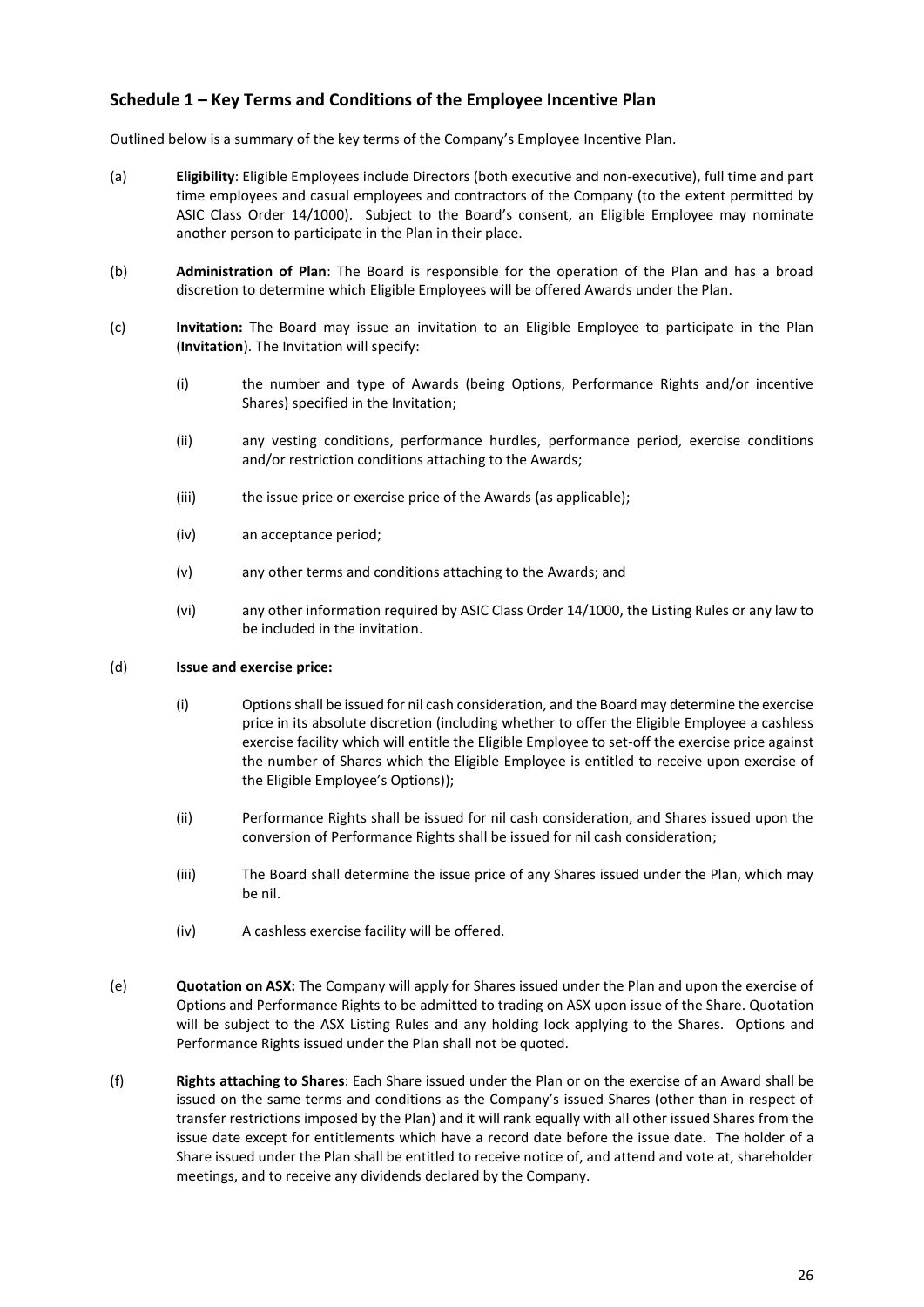## Schedule 1 – Key Terms and Conditions of the Employee Incentive Plan

Outlined below is a summary of the key terms of the Company's Employee Incentive Plan.

(a) **Eligibility**: Eligible Employees include Directors (both executive and non-executive), full time and part time employees and casual employees and contractors of the Company (to the extent permitted by ASIC Class Order 14/1000). Subject to the Board's consent, an Eligible Employee may nominate another person to participate in the Plan in their place.

(b) **Administration of Plan**: The Board is responsible for the operation of the Plan and has a broad discretion to determine which Eligible Employees will be offered Awards under the Plan.

(c) **Invitation:** The Board may issue an invitation to an Eligible Employee to participate in the Plan (**Invitation**). The Invitation will specify:

   (i) the number and type of Awards (being Options, Performance Rights and/or incentive Shares) specified in the Invitation;

   (ii) any vesting conditions, performance hurdles, performance period, exercise conditions and/or restriction conditions attaching to the Awards;

   (iii) the issue price or exercise price of the Awards (as applicable);

   (iv) an acceptance period;

   (v) any other terms and conditions attaching to the Awards; and

   (vi) any other information required by ASIC Class Order 14/1000, the Listing Rules or any law to be included in the invitation.

(d) **Issue and exercise price:**

   (i) Options shall be issued for nil cash consideration, and the Board may determine the exercise price in its absolute discretion (including whether to offer the Eligible Employee a cashless exercise facility which will entitle the Eligible Employee to set-off the exercise price against the number of Shares which the Eligible Employee is entitled to receive upon exercise of the Eligible Employee's Options));

   (ii) Performance Rights shall be issued for nil cash consideration, and Shares issued upon the conversion of Performance Rights shall be issued for nil cash consideration;

   (iii) The Board shall determine the issue price of any Shares issued under the Plan, which may be nil.

   (iv) A cashless exercise facility will be offered.

(e) **Quotation on ASX:** The Company will apply for Shares issued under the Plan and upon the exercise of Options and Performance Rights to be admitted to trading on ASX upon issue of the Share. Quotation will be subject to the ASX Listing Rules and any holding lock applying to the Shares. Options and Performance Rights issued under the Plan shall not be quoted.

(f) **Rights attaching to Shares**: Each Share issued under the Plan or on the exercise of an Award shall be issued on the same terms and conditions as the Company's issued Shares (other than in respect of transfer restrictions imposed by the Plan) and it will rank equally with all other issued Shares from the issue date except for entitlements which have a record date before the issue date. The holder of a Share issued under the Plan shall be entitled to receive notice of, and attend and vote at, shareholder meetings, and to receive any dividends declared by the Company.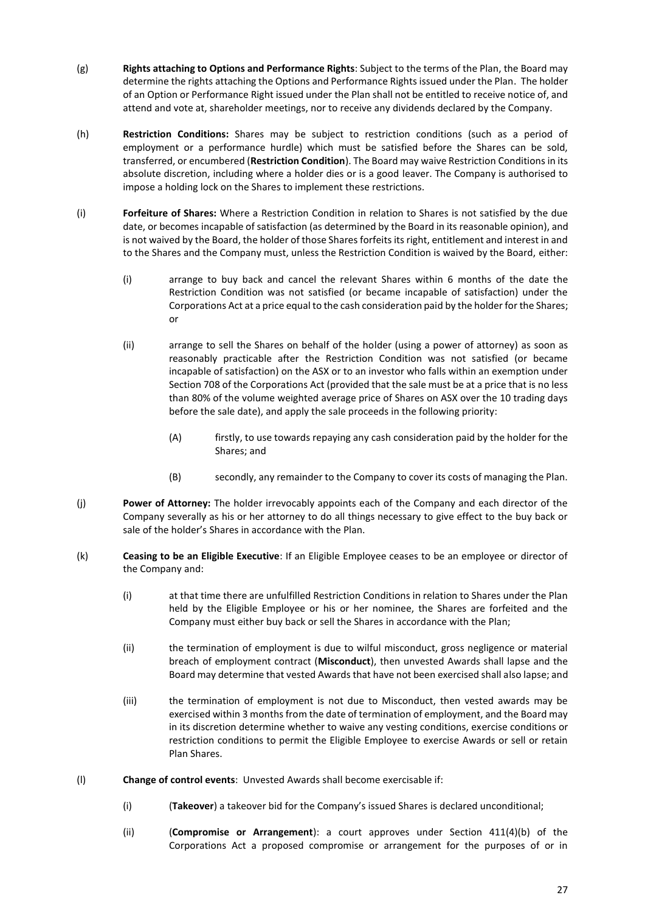(g) **Rights attaching to Options and Performance Rights**: Subject to the terms of the Plan, the Board may determine the rights attaching the Options and Performance Rights issued under the Plan. The holder of an Option or Performance Right issued under the Plan shall not be entitled to receive notice of, and attend and vote at, shareholder meetings, nor to receive any dividends declared by the Company.

(h) **Restriction Conditions:** Shares may be subject to restriction conditions (such as a period of employment or a performance hurdle) which must be satisfied before the Shares can be sold, transferred, or encumbered (**Restriction Condition**). The Board may waive Restriction Conditions in its absolute discretion, including where a holder dies or is a good leaver. The Company is authorised to impose a holding lock on the Shares to implement these restrictions.

(i) **Forfeiture of Shares:** Where a Restriction Condition in relation to Shares is not satisfied by the due date, or becomes incapable of satisfaction (as determined by the Board in its reasonable opinion), and is not waived by the Board, the holder of those Shares forfeits its right, entitlement and interest in and to the Shares and the Company must, unless the Restriction Condition is waived by the Board, either:

  (i) arrange to buy back and cancel the relevant Shares within 6 months of the date the Restriction Condition was not satisfied (or became incapable of satisfaction) under the Corporations Act at a price equal to the cash consideration paid by the holder for the Shares; or

  (ii) arrange to sell the Shares on behalf of the holder (using a power of attorney) as soon as reasonably practicable after the Restriction Condition was not satisfied (or became incapable of satisfaction) on the ASX or to an investor who falls within an exemption under Section 708 of the Corporations Act (provided that the sale must be at a price that is no less than 80% of the volume weighted average price of Shares on ASX over the 10 trading days before the sale date), and apply the sale proceeds in the following priority:

    (A) firstly, to use towards repaying any cash consideration paid by the holder for the Shares; and

    (B) secondly, any remainder to the Company to cover its costs of managing the Plan.

(j) **Power of Attorney:** The holder irrevocably appoints each of the Company and each director of the Company severally as his or her attorney to do all things necessary to give effect to the buy back or sale of the holder's Shares in accordance with the Plan.

(k) **Ceasing to be an Eligible Executive**: If an Eligible Employee ceases to be an employee or director of the Company and:

  (i) at that time there are unfulfilled Restriction Conditions in relation to Shares under the Plan held by the Eligible Employee or his or her nominee, the Shares are forfeited and the Company must either buy back or sell the Shares in accordance with the Plan;

  (ii) the termination of employment is due to wilful misconduct, gross negligence or material breach of employment contract (**Misconduct**), then unvested Awards shall lapse and the Board may determine that vested Awards that have not been exercised shall also lapse; and

  (iii) the termination of employment is not due to Misconduct, then vested awards may be exercised within 3 months from the date of termination of employment, and the Board may in its discretion determine whether to waive any vesting conditions, exercise conditions or restriction conditions to permit the Eligible Employee to exercise Awards or sell or retain Plan Shares.

(l) **Change of control events**: Unvested Awards shall become exercisable if:

  (i) (**Takeover**) a takeover bid for the Company's issued Shares is declared unconditional;

  (ii) (**Compromise or Arrangement**): a court approves under Section 411(4)(b) of the Corporations Act a proposed compromise or arrangement for the purposes of or in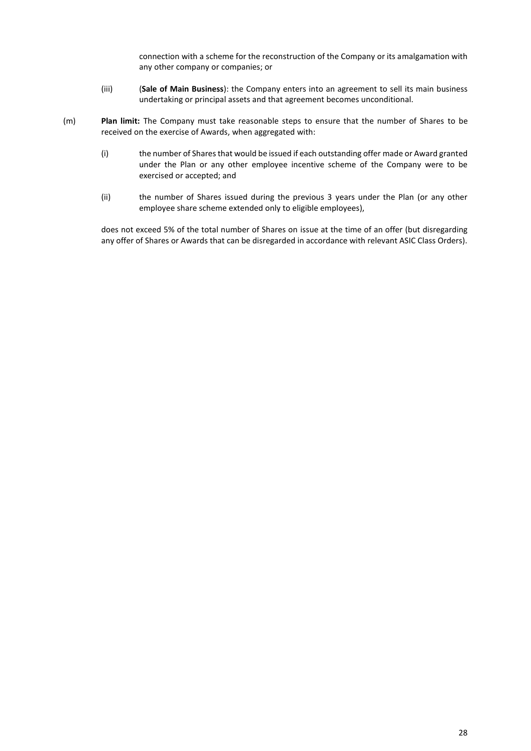connection with a scheme for the reconstruction of the Company or its amalgamation with any other company or companies; or

(iii) (**Sale of Main Business**): the Company enters into an agreement to sell its main business undertaking or principal assets and that agreement becomes unconditional.

(m) **Plan limit:** The Company must take reasonable steps to ensure that the number of Shares to be received on the exercise of Awards, when aggregated with:

(i) the number of Shares that would be issued if each outstanding offer made or Award granted under the Plan or any other employee incentive scheme of the Company were to be exercised or accepted; and

(ii) the number of Shares issued during the previous 3 years under the Plan (or any other employee share scheme extended only to eligible employees),

does not exceed 5% of the total number of Shares on issue at the time of an offer (but disregarding any offer of Shares or Awards that can be disregarded in accordance with relevant ASIC Class Orders).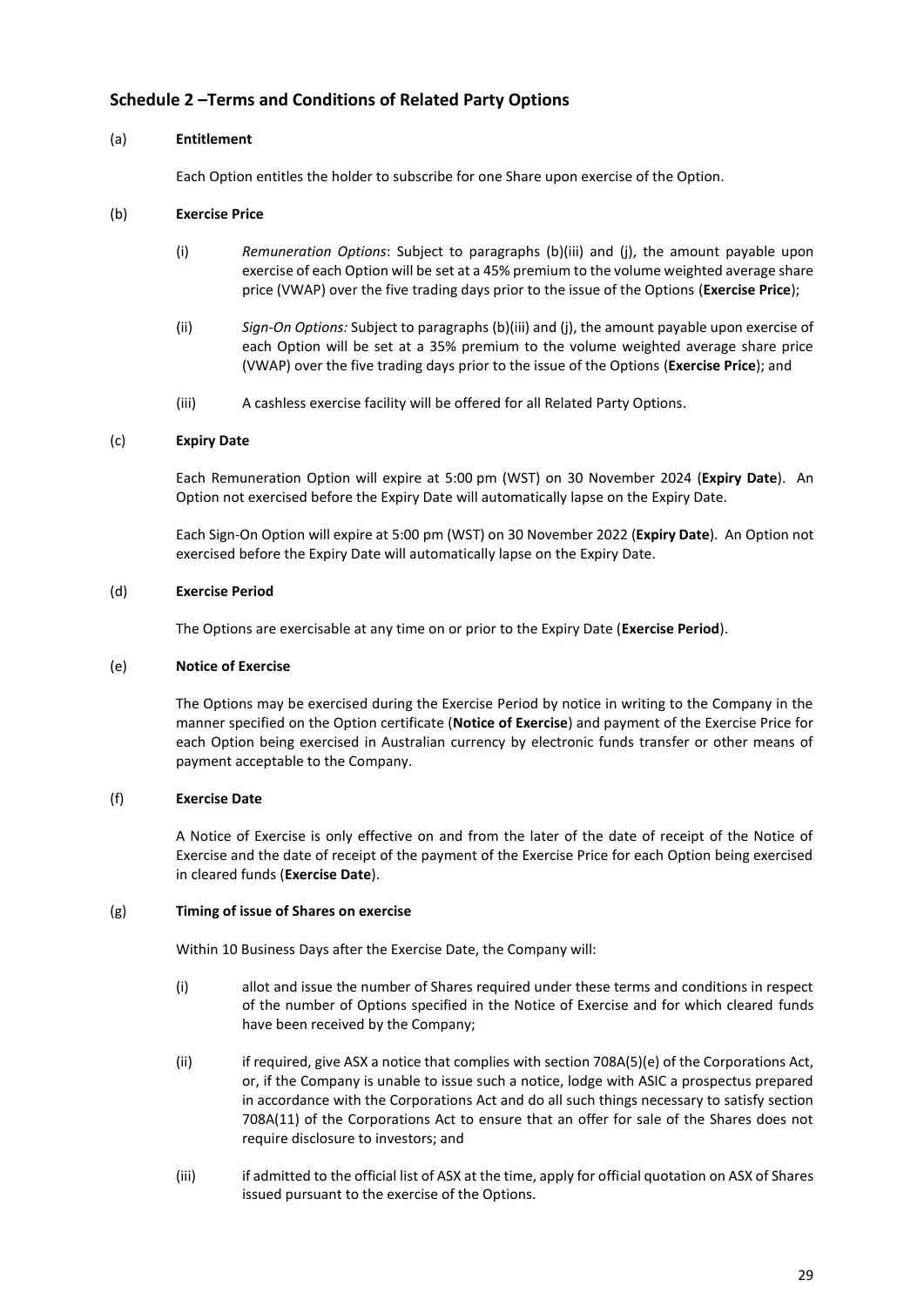## Schedule 2 –Terms and Conditions of Related Party Options

(a) **Entitlement**

Each Option entitles the holder to subscribe for one Share upon exercise of the Option.

(b) **Exercise Price**

(i) *Remuneration Options*: Subject to paragraphs (b)(iii) and (j), the amount payable upon exercise of each Option will be set at a 45% premium to the volume weighted average share price (VWAP) over the five trading days prior to the issue of the Options (**Exercise Price**);

(ii) *Sign-On Options:* Subject to paragraphs (b)(iii) and (j), the amount payable upon exercise of each Option will be set at a 35% premium to the volume weighted average share price (VWAP) over the five trading days prior to the issue of the Options (**Exercise Price**); and

(iii) A cashless exercise facility will be offered for all Related Party Options.

(c) **Expiry Date**

Each Remuneration Option will expire at 5:00 pm (WST) on 30 November 2024 (**Expiry Date**). An Option not exercised before the Expiry Date will automatically lapse on the Expiry Date.

Each Sign-On Option will expire at 5:00 pm (WST) on 30 November 2022 (**Expiry Date**). An Option not exercised before the Expiry Date will automatically lapse on the Expiry Date.

(d) **Exercise Period**

The Options are exercisable at any time on or prior to the Expiry Date (**Exercise Period**).

(e) **Notice of Exercise**

The Options may be exercised during the Exercise Period by notice in writing to the Company in the manner specified on the Option certificate (**Notice of Exercise**) and payment of the Exercise Price for each Option being exercised in Australian currency by electronic funds transfer or other means of payment acceptable to the Company.

(f) **Exercise Date**

A Notice of Exercise is only effective on and from the later of the date of receipt of the Notice of Exercise and the date of receipt of the payment of the Exercise Price for each Option being exercised in cleared funds (**Exercise Date**).

(g) **Timing of issue of Shares on exercise**

Within 10 Business Days after the Exercise Date, the Company will:

(i) allot and issue the number of Shares required under these terms and conditions in respect of the number of Options specified in the Notice of Exercise and for which cleared funds have been received by the Company;

(ii) if required, give ASX a notice that complies with section 708A(5)(e) of the Corporations Act, or, if the Company is unable to issue such a notice, lodge with ASIC a prospectus prepared in accordance with the Corporations Act and do all such things necessary to satisfy section 708A(11) of the Corporations Act to ensure that an offer for sale of the Shares does not require disclosure to investors; and

(iii) if admitted to the official list of ASX at the time, apply for official quotation on ASX of Shares issued pursuant to the exercise of the Options.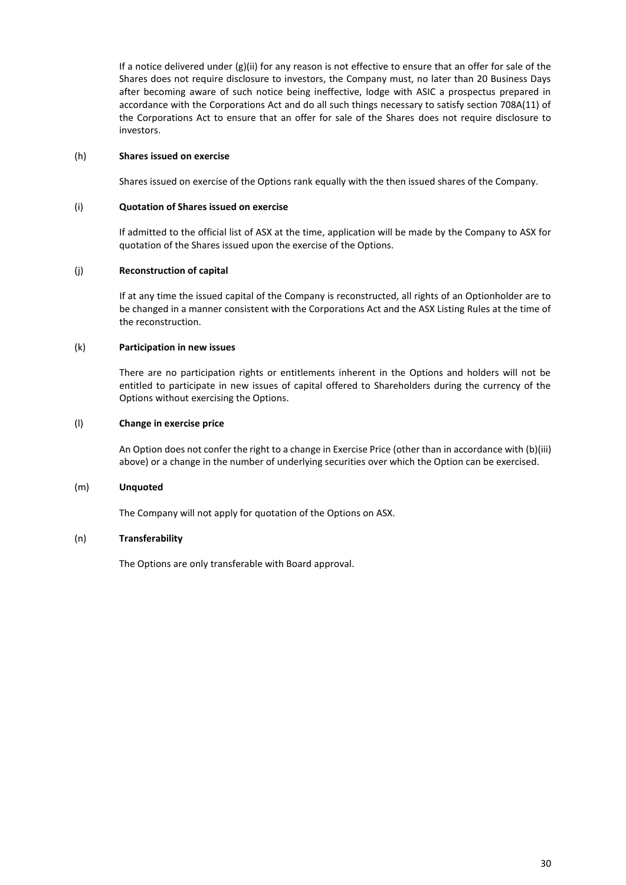If a notice delivered under (g)(ii) for any reason is not effective to ensure that an offer for sale of the Shares does not require disclosure to investors, the Company must, no later than 20 Business Days after becoming aware of such notice being ineffective, lodge with ASIC a prospectus prepared in accordance with the Corporations Act and do all such things necessary to satisfy section 708A(11) of the Corporations Act to ensure that an offer for sale of the Shares does not require disclosure to investors.

(h) **Shares issued on exercise**

Shares issued on exercise of the Options rank equally with the then issued shares of the Company.

(i) **Quotation of Shares issued on exercise**

If admitted to the official list of ASX at the time, application will be made by the Company to ASX for quotation of the Shares issued upon the exercise of the Options.

(j) **Reconstruction of capital**

If at any time the issued capital of the Company is reconstructed, all rights of an Optionholder are to be changed in a manner consistent with the Corporations Act and the ASX Listing Rules at the time of the reconstruction.

(k) **Participation in new issues**

There are no participation rights or entitlements inherent in the Options and holders will not be entitled to participate in new issues of capital offered to Shareholders during the currency of the Options without exercising the Options.

(l) **Change in exercise price**

An Option does not confer the right to a change in Exercise Price (other than in accordance with (b)(iii) above) or a change in the number of underlying securities over which the Option can be exercised.

(m) **Unquoted**

The Company will not apply for quotation of the Options on ASX.

(n) **Transferability**

The Options are only transferable with Board approval.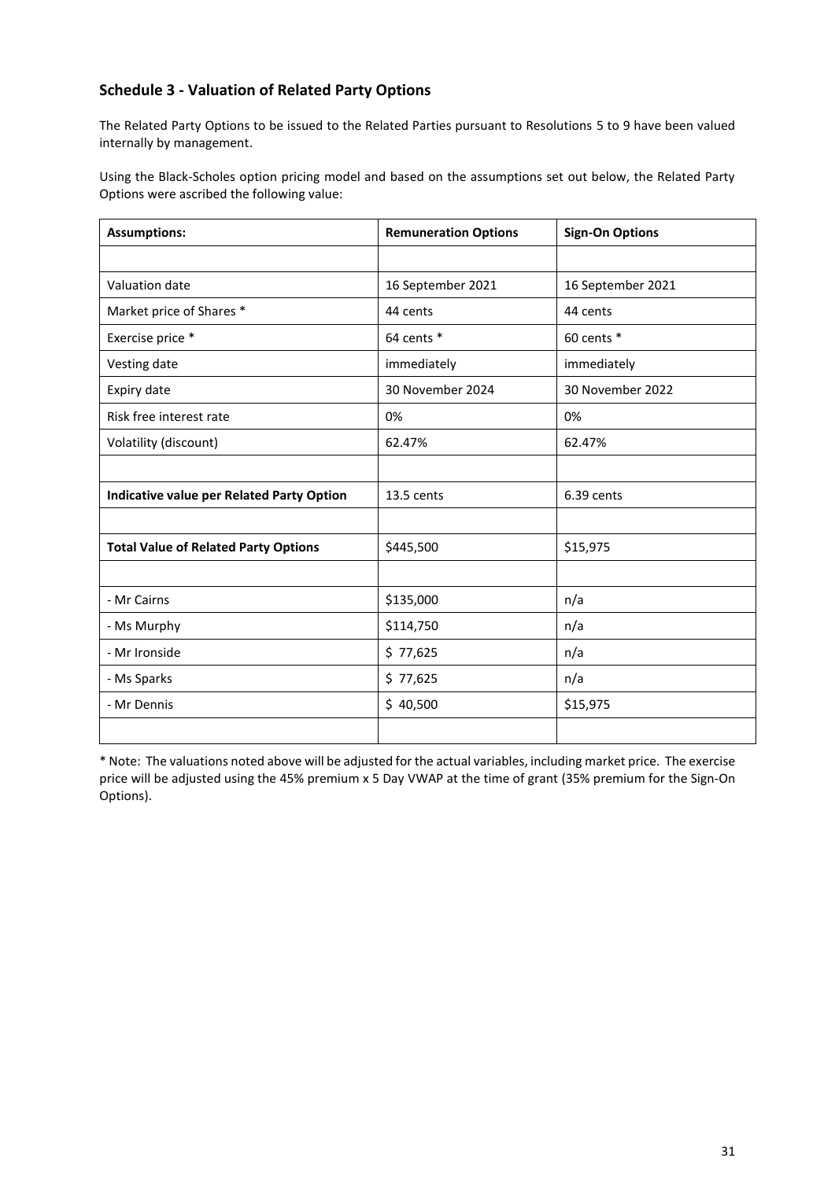## Schedule 3 - Valuation of Related Party Options

The Related Party Options to be issued to the Related Parties pursuant to Resolutions 5 to 9 have been valued internally by management.

Using the Black-Scholes option pricing model and based on the assumptions set out below, the Related Party Options were ascribed the following value:

| **Assumptions:** | **Remuneration Options** | **Sign-On Options** |
|---|---|---|
| | | |
| Valuation date | 16 September 2021 | 16 September 2021 |
| Market price of Shares * | 44 cents | 44 cents |
| Exercise price * | 64 cents * | 60 cents * |
| Vesting date | immediately | immediately |
| Expiry date | 30 November 2024 | 30 November 2022 |
| Risk free interest rate | 0% | 0% |
| Volatility (discount) | 62.47% | 62.47% |
| | | |
| **Indicative value per Related Party Option** | 13.5 cents | 6.39 cents |
| | | |
| **Total Value of Related Party Options** | $445,500 | $15,975 |
| | | |
| - Mr Cairns | $135,000 | n/a |
| - Ms Murphy | $114,750 | n/a |
| - Mr Ironside | $ 77,625 | n/a |
| - Ms Sparks | $ 77,625 | n/a |
| - Mr Dennis | $ 40,500 | $15,975 |
| | | |

* Note: The valuations noted above will be adjusted for the actual variables, including market price. The exercise price will be adjusted using the 45% premium x 5 Day VWAP at the time of grant (35% premium for the Sign-On Options).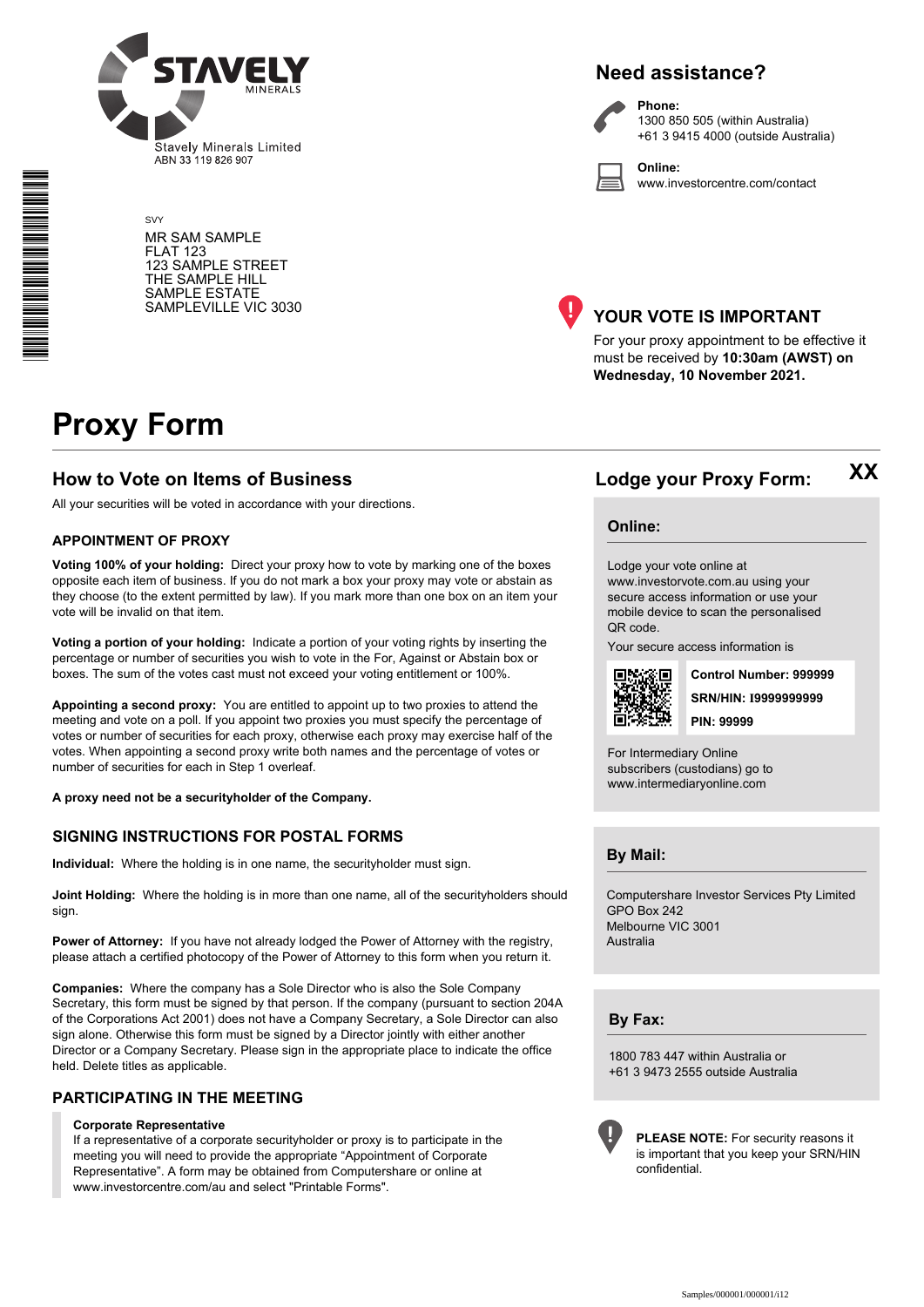Stavely Minerals Limited
ABN 33 119 826 907

SVY

MR SAM SAMPLE
FLAT 123
123 SAMPLE STREET
THE SAMPLE HILL
SAMPLE ESTATE
SAMPLEVILLE VIC 3030

## Need assistance?

**Phone:**
1300 850 505 (within Australia)
+61 3 9415 4000 (outside Australia)

**Online:**
www.investorcentre.com/contact

## YOUR VOTE IS IMPORTANT

For your proxy appointment to be effective it must be received by **10:30am (AWST) on Wednesday, 10 November 2021.**

# Proxy Form

## How to Vote on Items of Business

All your securities will be voted in accordance with your directions.

### APPOINTMENT OF PROXY

**Voting 100% of your holding:** Direct your proxy how to vote by marking one of the boxes opposite each item of business. If you do not mark a box your proxy may vote or abstain as they choose (to the extent permitted by law). If you mark more than one box on an item your vote will be invalid on that item.

**Voting a portion of your holding:** Indicate a portion of your voting rights by inserting the percentage or number of securities you wish to vote in the For, Against or Abstain box or boxes. The sum of the votes cast must not exceed your voting entitlement or 100%.

**Appointing a second proxy:** You are entitled to appoint up to two proxies to attend the meeting and vote on a poll. If you appoint two proxies you must specify the percentage of votes or number of securities for each proxy, otherwise each proxy may exercise half of the votes. When appointing a second proxy write both names and the percentage of votes or number of securities for each in Step 1 overleaf.

**A proxy need not be a securityholder of the Company.**

### SIGNING INSTRUCTIONS FOR POSTAL FORMS

**Individual:** Where the holding is in one name, the securityholder must sign.

**Joint Holding:** Where the holding is in more than one name, all of the securityholders should sign.

**Power of Attorney:** If you have not already lodged the Power of Attorney with the registry, please attach a certified photocopy of the Power of Attorney to this form when you return it.

**Companies:** Where the company has a Sole Director who is also the Sole Company Secretary, this form must be signed by that person. If the company (pursuant to section 204A of the Corporations Act 2001) does not have a Company Secretary, a Sole Director can also sign alone. Otherwise this form must be signed by a Director jointly with either another Director or a Company Secretary. Please sign in the appropriate place to indicate the office held. Delete titles as applicable.

### PARTICIPATING IN THE MEETING

**Corporate Representative**
If a representative of a corporate securityholder or proxy is to participate in the meeting you will need to provide the appropriate "Appointment of Corporate Representative". A form may be obtained from Computershare or online at www.investorcentre.com/au and select "Printable Forms".

## Lodge your Proxy Form:

XX

### Online:

Lodge your vote online at www.investorvote.com.au using your secure access information or use your mobile device to scan the personalised QR code.

Your secure access information is

**Control Number: 999999**

**SRN/HIN: I9999999999**

**PIN: 99999**

For Intermediary Online subscribers (custodians) go to www.intermediaryonline.com

### By Mail:

Computershare Investor Services Pty Limited
GPO Box 242
Melbourne VIC 3001
Australia

### By Fax:

1800 783 447 within Australia or
+61 3 9473 2555 outside Australia

**PLEASE NOTE:** For security reasons it is important that you keep your SRN/HIN confidential.

Samples/000001/000001/i12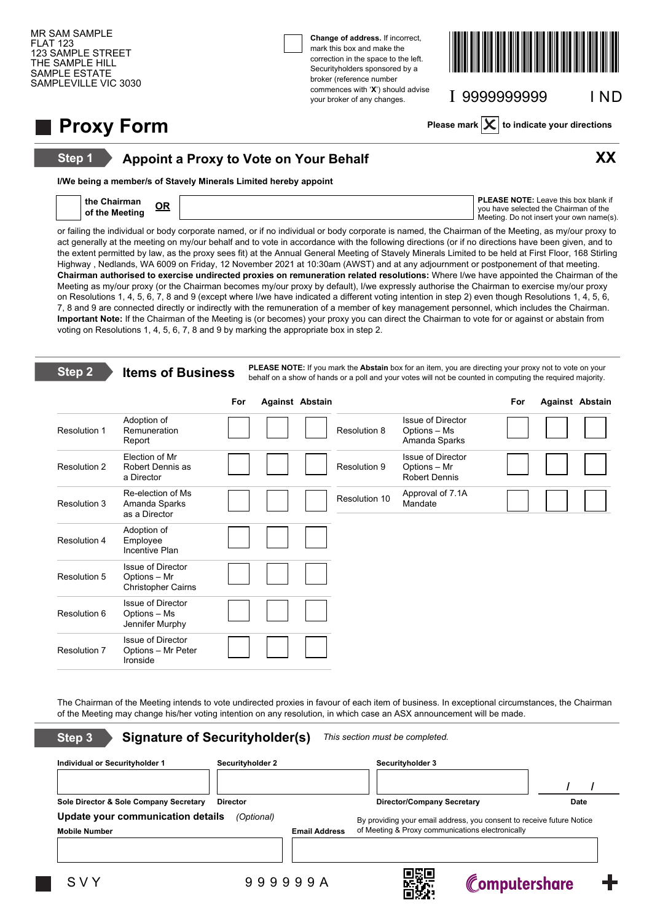MR SAM SAMPLE
FLAT 123
123 SAMPLE STREET
THE SAMPLE HILL
SAMPLE ESTATE
SAMPLEVILLE VIC 3030

**Change of address.** If incorrect, mark this box and make the correction in the space to the left. Securityholders sponsored by a broker (reference number commences with '**X**') should advise your broker of any changes.

I 9999999999 I ND

# Proxy Form

Please mark **X** to indicate your directions

## Step 1 Appoint a Proxy to Vote on Your Behalf

**XX**

**I/We being a member/s of Stavely Minerals Limited hereby appoint**

the Chairman of the Meeting **OR**

**PLEASE NOTE:** Leave this box blank if you have selected the Chairman of the Meeting. Do not insert your own name(s).

or failing the individual or body corporate named, or if no individual or body corporate is named, the Chairman of the Meeting, as my/our proxy to act generally at the meeting on my/our behalf and to vote in accordance with the following directions (or if no directions have been given, and to the extent permitted by law, as the proxy sees fit) at the Annual General Meeting of Stavely Minerals Limited to be held at First Floor, 168 Stirling Highway , Nedlands, WA 6009 on Friday, 12 November 2021 at 10:30am (AWST) and at any adjournment or postponement of that meeting.

**Chairman authorised to exercise undirected proxies on remuneration related resolutions:** Where I/we have appointed the Chairman of the Meeting as my/our proxy (or the Chairman becomes my/our proxy by default), I/we expressly authorise the Chairman to exercise my/our proxy on Resolutions 1, 4, 5, 6, 7, 8 and 9 (except where I/we have indicated a different voting intention in step 2) even though Resolutions 1, 4, 5, 6, 7, 8 and 9 are connected directly or indirectly with the remuneration of a member of key management personnel, which includes the Chairman.

**Important Note:** If the Chairman of the Meeting is (or becomes) your proxy you can direct the Chairman to vote for or against or abstain from voting on Resolutions 1, 4, 5, 6, 7, 8 and 9 by marking the appropriate box in step 2.

## Step 2 Items of Business

**PLEASE NOTE:** If you mark the **Abstain** box for an item, you are directing your proxy not to vote on your behalf on a show of hands or a poll and your votes will not be counted in computing the required majority.

| | | For | Against | Abstain |
|---|---|---|---|---|
| Resolution 1 | Adoption of Remuneration Report | | | |
| Resolution 2 | Election of Mr Robert Dennis as a Director | | | |
| Resolution 3 | Re-election of Ms Amanda Sparks as a Director | | | |
| Resolution 4 | Adoption of Employee Incentive Plan | | | |
| Resolution 5 | Issue of Director Options – Mr Christopher Cairns | | | |
| Resolution 6 | Issue of Director Options – Ms Jennifer Murphy | | | |
| Resolution 7 | Issue of Director Options – Mr Peter Ironside | | | |
| Resolution 8 | Issue of Director Options – Ms Amanda Sparks | | | |
| Resolution 9 | Issue of Director Options – Mr Robert Dennis | | | |
| Resolution 10 | Approval of 7.1A Mandate | | | |

The Chairman of the Meeting intends to vote undirected proxies in favour of each item of business. In exceptional circumstances, the Chairman of the Meeting may change his/her voting intention on any resolution, in which case an ASX announcement will be made.

## Step 3 Signature of Securityholder(s)

*This section must be completed.*

| Individual or Securityholder 1 | Securityholder 2 | Securityholder 3 | |
|---|---|---|---|
| | | | / / |
| Sole Director & Sole Company Secretary | Director | Director/Company Secretary | Date |

**Update your communication details** *(Optional)*

By providing your email address, you consent to receive future Notice of Meeting & Proxy communications electronically

**Mobile Number** **Email Address**

S V Y 9 9 9 9 9 9 A

Computershare